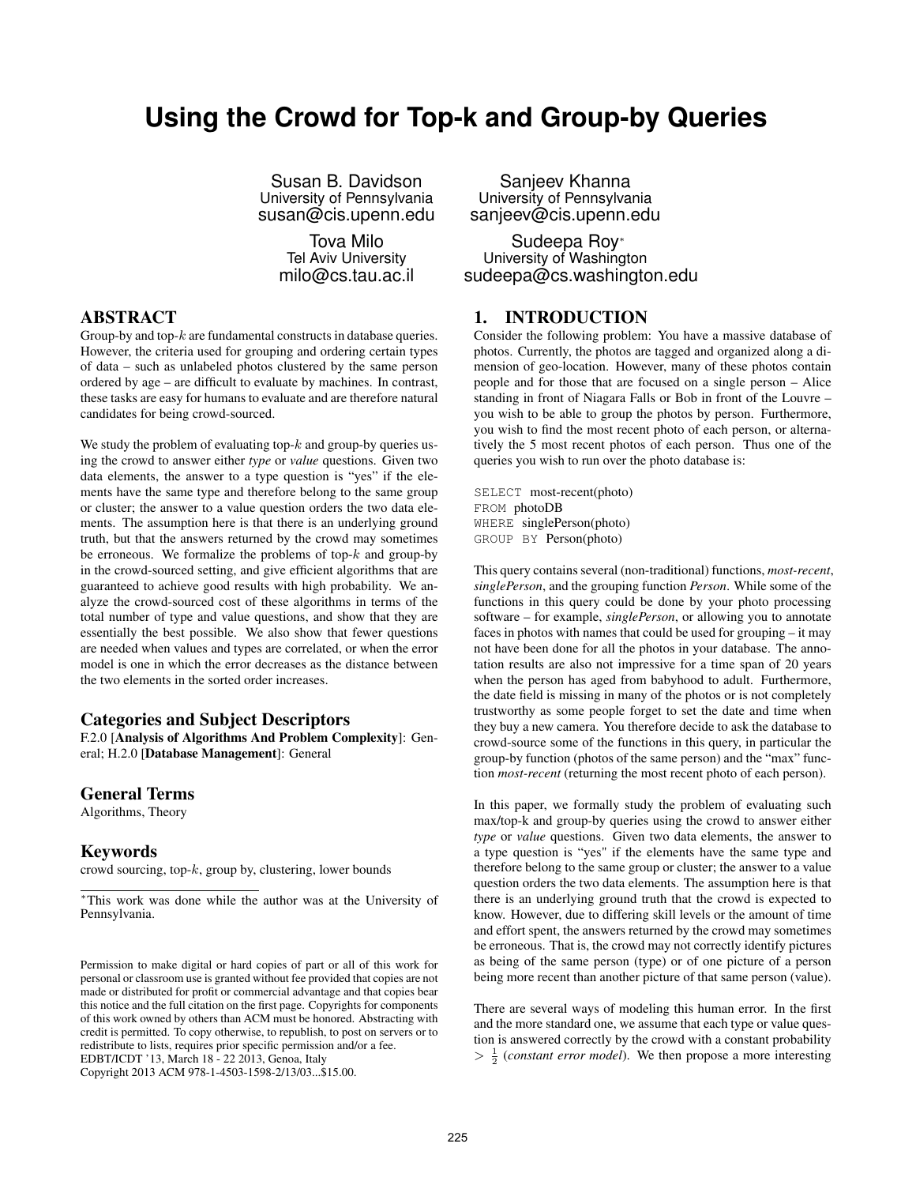# Using the Crowd for Top-k and Group-by Queries

Susan B. Davidson
University of Pennsylvania
susan@cis.upenn.edu

Sanjeev Khanna
University of Pennsylvania
sanjeev@cis.upenn.edu

Tova Milo
Tel Aviv University
milo@cs.tau.ac.il

Sudeepa Roy*
University of Washington
sudeepa@cs.washington.edu

## ABSTRACT

Group-by and top-$k$ are fundamental constructs in database queries. However, the criteria used for grouping and ordering certain types of data – such as unlabeled photos clustered by the same person ordered by age – are difficult to evaluate by machines. In contrast, these tasks are easy for humans to evaluate and are therefore natural candidates for being crowd-sourced.

We study the problem of evaluating top-$k$ and group-by queries using the crowd to answer either *type* or *value* questions. Given two data elements, the answer to a type question is "yes" if the elements have the same type and therefore belong to the same group or cluster; the answer to a value question orders the two data elements. The assumption here is that there is an underlying ground truth, but that the answers returned by the crowd may sometimes be erroneous. We formalize the problems of top-$k$ and group-by in the crowd-sourced setting, and give efficient algorithms that are guaranteed to achieve good results with high probability. We analyze the crowd-sourced cost of these algorithms in terms of the total number of type and value questions, and show that they are essentially the best possible. We also show that fewer questions are needed when values and types are correlated, or when the error model is one in which the error decreases as the distance between the two elements in the sorted order increases.

### Categories and Subject Descriptors

F.2.0 [**Analysis of Algorithms And Problem Complexity**]: General; H.2.0 [**Database Management**]: General

### General Terms

Algorithms, Theory

### Keywords

crowd sourcing, top-$k$, group by, clustering, lower bounds

*This work was done while the author was at the University of Pennsylvania.

Permission to make digital or hard copies of part or all of this work for personal or classroom use is granted without fee provided that copies are not made or distributed for profit or commercial advantage and that copies bear this notice and the full citation on the first page. Copyrights for components of this work owned by others than ACM must be honored. Abstracting with credit is permitted. To copy otherwise, to republish, to post on servers or to redistribute to lists, requires prior specific permission and/or a fee.
EDBT/ICDT '13, March 18 - 22 2013, Genoa, Italy
Copyright 2013 ACM 978-1-4503-1598-2/13/03...$15.00.

## 1. INTRODUCTION

Consider the following problem: You have a massive database of photos. Currently, the photos are tagged and organized along a dimension of geo-location. However, many of these photos contain people and for those that are focused on a single person – Alice standing in front of Niagara Falls or Bob in front of the Louvre – you wish to be able to group the photos by person. Furthermore, you wish to find the most recent photo of each person, or alternatively the 5 most recent photos of each person. Thus one of the queries you wish to run over the photo database is:

```
SELECT most-recent(photo)
FROM photoDB
WHERE singlePerson(photo)
GROUP BY Person(photo)
```

This query contains several (non-traditional) functions, *most-recent*, *singlePerson*, and the grouping function *Person*. While some of the functions in this query could be done by your photo processing software – for example, *singlePerson*, or allowing you to annotate faces in photos with names that could be used for grouping – it may not have been done for all the photos in your database. The annotation results are also not impressive for a time span of 20 years when the person has aged from babyhood to adult. Furthermore, the date field is missing in many of the photos or is not completely trustworthy as some people forget to set the date and time when they buy a new camera. You therefore decide to ask the database to crowd-source some of the functions in this query, in particular the group-by function (photos of the same person) and the "max" function *most-recent* (returning the most recent photo of each person).

In this paper, we formally study the problem of evaluating such max/top-k and group-by queries using the crowd to answer either *type* or *value* questions. Given two data elements, the answer to a type question is "yes" if the elements have the same type and therefore belong to the same group or cluster; the answer to a value question orders the two data elements. The assumption here is that there is an underlying ground truth that the crowd is expected to know. However, due to differing skill levels or the amount of time and effort spent, the answers returned by the crowd may sometimes be erroneous. That is, the crowd may not correctly identify pictures as being of the same person (type) or of one picture of a person being more recent than another picture of that same person (value).

There are several ways of modeling this human error. In the first and the more standard one, we assume that each type or value question is answered correctly by the crowd with a constant probability $> \frac{1}{2}$ (*constant error model*). We then propose a more interesting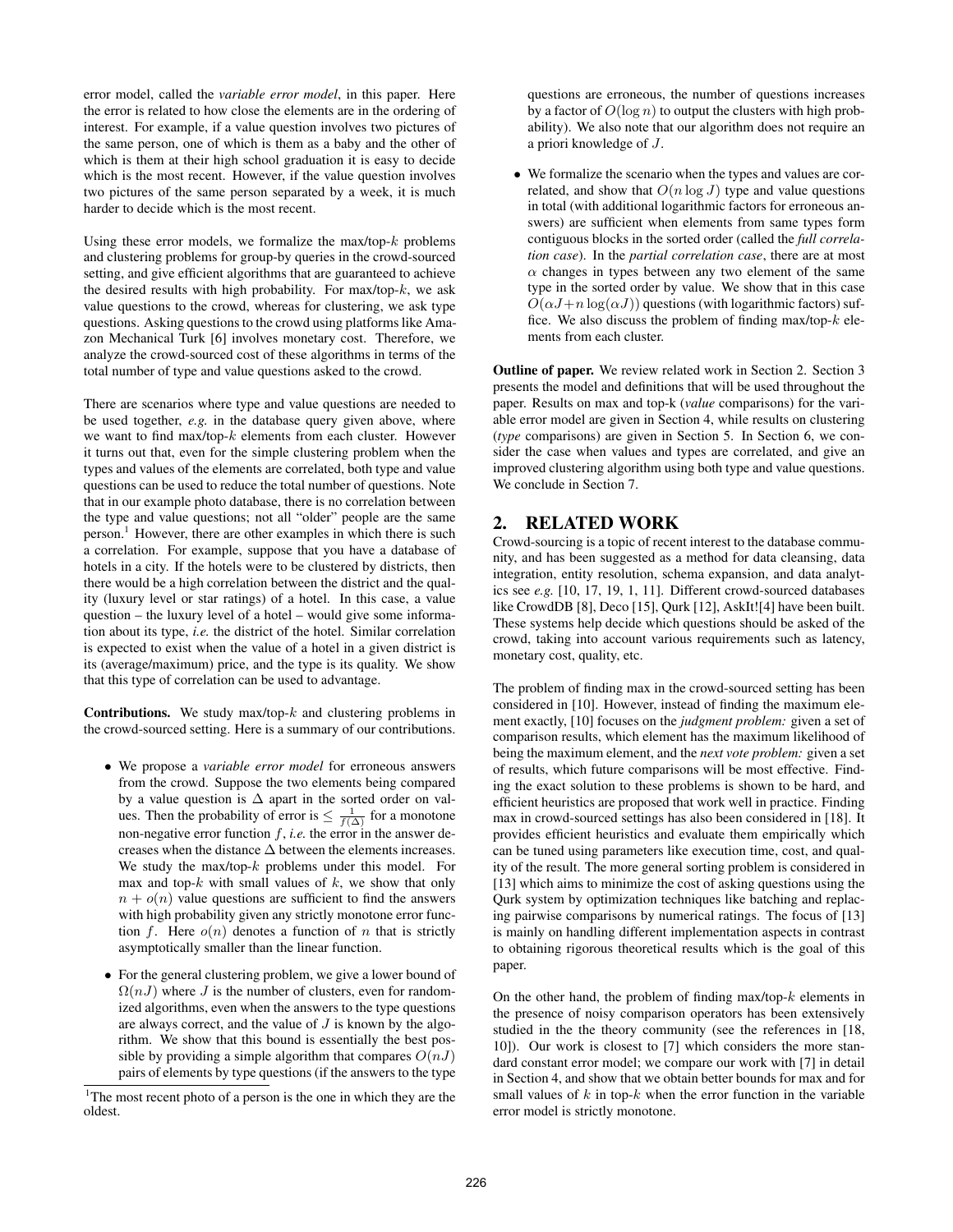error model, called the *variable error model*, in this paper. Here the error is related to how close the elements are in the ordering of interest. For example, if a value question involves two pictures of the same person, one of which is them as a baby and the other of which is them at their high school graduation it is easy to decide which is the most recent. However, if the value question involves two pictures of the same person separated by a week, it is much harder to decide which is the most recent.

Using these error models, we formalize the max/top-$k$ problems and clustering problems for group-by queries in the crowd-sourced setting, and give efficient algorithms that are guaranteed to achieve the desired results with high probability. For max/top-$k$, we ask value questions to the crowd, whereas for clustering, we ask type questions. Asking questions to the crowd using platforms like Amazon Mechanical Turk [6] involves monetary cost. Therefore, we analyze the crowd-sourced cost of these algorithms in terms of the total number of type and value questions asked to the crowd.

There are scenarios where type and value questions are needed to be used together, *e.g.* in the database query given above, where we want to find max/top-$k$ elements from each cluster. However it turns out that, even for the simple clustering problem when the types and values of the elements are correlated, both type and value questions can be used to reduce the total number of questions. Note that in our example photo database, there is no correlation between the type and value questions; not all "older" people are the same person.[1] However, there are other examples in which there is such a correlation. For example, suppose that you have a database of hotels in a city. If the hotels were to be clustered by districts, then there would be a high correlation between the district and the quality (luxury level or star ratings) of a hotel. In this case, a value question – the luxury level of a hotel – would give some information about its type, *i.e.* the district of the hotel. Similar correlation is expected to exist when the value of a hotel in a given district is its (average/maximum) price, and the type is its quality. We show that this type of correlation can be used to advantage.

**Contributions.** We study max/top-$k$ and clustering problems in the crowd-sourced setting. Here is a summary of our contributions.

- We propose a *variable error model* for erroneous answers from the crowd. Suppose the two elements being compared by a value question is $\Delta$ apart in the sorted order on values. Then the probability of error is $\leq \frac{1}{f(\Delta)}$ for a monotone non-negative error function $f$, *i.e.* the error in the answer decreases when the distance $\Delta$ between the elements increases. We study the max/top-$k$ problems under this model. For max and top-$k$ with small values of $k$, we show that only $n + o(n)$ value questions are sufficient to find the answers with high probability given any strictly monotone error function $f$. Here $o(n)$ denotes a function of $n$ that is strictly asymptotically smaller than the linear function.
- For the general clustering problem, we give a lower bound of $\Omega(nJ)$ where $J$ is the number of clusters, even for randomized algorithms, even when the answers to the type questions are always correct, and the value of $J$ is known by the algorithm. We show that this bound is essentially the best possible by providing a simple algorithm that compares $O(nJ)$ pairs of elements by type questions (if the answers to the type questions are erroneous, the number of questions increases by a factor of $O(\log n)$ to output the clusters with high probability). We also note that our algorithm does not require an a priori knowledge of $J$.
- We formalize the scenario when the types and values are correlated, and show that $O(n \log J)$ type and value questions in total (with additional logarithmic factors for erroneous answers) are sufficient when elements from same types form contiguous blocks in the sorted order (called the *full correlation case*). In the *partial correlation case*, there are at most $\alpha$ changes in types between any two element of the same type in the sorted order by value. We show that in this case $O(\alpha J + n \log(\alpha J))$ questions (with logarithmic factors) suffice. We also discuss the problem of finding max/top-$k$ elements from each cluster.

**Outline of paper.** We review related work in Section 2. Section 3 presents the model and definitions that will be used throughout the paper. Results on max and top-k (*value* comparisons) for the variable error model are given in Section 4, while results on clustering (*type* comparisons) are given in Section 5. In Section 6, we consider the case when values and types are correlated, and give an improved clustering algorithm using both type and value questions. We conclude in Section 7.

## 2. RELATED WORK

Crowd-sourcing is a topic of recent interest to the database community, and has been suggested as a method for data cleansing, data integration, entity resolution, schema expansion, and data analytics see *e.g.* [10, 17, 19, 1, 11]. Different crowd-sourced databases like CrowdDB [8], Deco [15], Qurk [12], AskIt![4] have been built. These systems help decide which questions should be asked of the crowd, taking into account various requirements such as latency, monetary cost, quality, etc.

The problem of finding max in the crowd-sourced setting has been considered in [10]. However, instead of finding the maximum element exactly, [10] focuses on the *judgment problem:* given a set of comparison results, which element has the maximum likelihood of being the maximum element, and the *next vote problem:* given a set of results, which future comparisons will be most effective. Finding the exact solution to these problems is shown to be hard, and efficient heuristics are proposed that work well in practice. Finding max in crowd-sourced settings has also been considered in [18]. It provides efficient heuristics and evaluate them empirically which can be tuned using parameters like execution time, cost, and quality of the result. The more general sorting problem is considered in [13] which aims to minimize the cost of asking questions using the Qurk system by optimization techniques like batching and replacing pairwise comparisons by numerical ratings. The focus of [13] is mainly on handling different implementation aspects in contrast to obtaining rigorous theoretical results which is the goal of this paper.

On the other hand, the problem of finding max/top-$k$ elements in the presence of noisy comparison operators has been extensively studied in the the theory community (see the references in [18, 10]). Our work is closest to [7] which considers the more standard constant error model; we compare our work with [7] in detail in Section 4, and show that we obtain better bounds for max and for small values of $k$ in top-$k$ when the error function in the variable error model is strictly monotone.

[1]The most recent photo of a person is the one in which they are the oldest.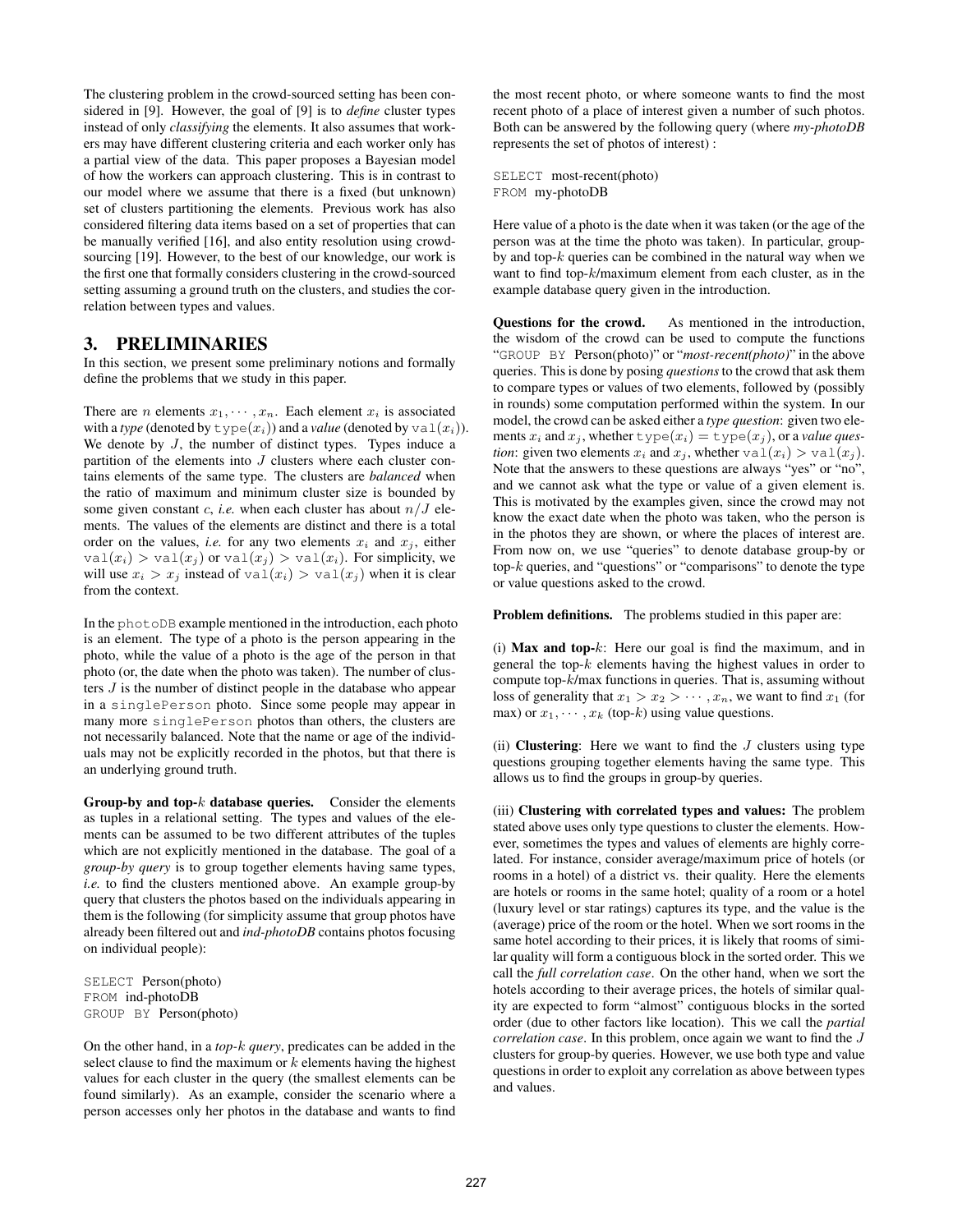The clustering problem in the crowd-sourced setting has been considered in [9]. However, the goal of [9] is to *define* cluster types instead of only *classifying* the elements. It also assumes that workers may have different clustering criteria and each worker only has a partial view of the data. This paper proposes a Bayesian model of how the workers can approach clustering. This is in contrast to our model where we assume that there is a fixed (but unknown) set of clusters partitioning the elements. Previous work has also considered filtering data items based on a set of properties that can be manually verified [16], and also entity resolution using crowdsourcing [19]. However, to the best of our knowledge, our work is the first one that formally considers clustering in the crowd-sourced setting assuming a ground truth on the clusters, and studies the correlation between types and values.

## 3. PRELIMINARIES

In this section, we present some preliminary notions and formally define the problems that we study in this paper.

There are $n$ elements $x_1, \cdots, x_n$. Each element $x_i$ is associated with a *type* (denoted by $\texttt{type}(x_i)$) and a *value* (denoted by $\texttt{val}(x_i)$). We denote by $J$, the number of distinct types. Types induce a partition of the elements into $J$ clusters where each cluster contains elements of the same type. The clusters are *balanced* when the ratio of maximum and minimum cluster size is bounded by some given constant $c$, *i.e.* when each cluster has about $n/J$ elements. The values of the elements are distinct and there is a total order on the values, *i.e.* for any two elements $x_i$ and $x_j$, either $\texttt{val}(x_i) > \texttt{val}(x_j)$ or $\texttt{val}(x_j) > \texttt{val}(x_i)$. For simplicity, we will use $x_i > x_j$ instead of $\texttt{val}(x_i) > \texttt{val}(x_j)$ when it is clear from the context.

In the `photoDB` example mentioned in the introduction, each photo is an element. The type of a photo is the person appearing in the photo, while the value of a photo is the age of the person in that photo (or, the date when the photo was taken). The number of clusters $J$ is the number of distinct people in the database who appear in a `singlePerson` photo. Since some people may appear in many more `singlePerson` photos than others, the clusters are not necessarily balanced. Note that the name or age of the individuals may not be explicitly recorded in the photos, but that there is an underlying ground truth.

**Group-by and top-$k$ database queries.** Consider the elements as tuples in a relational setting. The types and values of the elements can be assumed to be two different attributes of the tuples which are not explicitly mentioned in the database. The goal of a *group-by query* is to group together elements having same types, *i.e.* to find the clusters mentioned above. An example group-by query that clusters the photos based on the individuals appearing in them is the following (for simplicity assume that group photos have already been filtered out and *ind-photoDB* contains photos focusing on individual people):

```
SELECT Person(photo)
FROM ind-photoDB
GROUP BY Person(photo)
```

On the other hand, in a *top-$k$ query*, predicates can be added in the select clause to find the maximum or $k$ elements having the highest values for each cluster in the query (the smallest elements can be found similarly). As an example, consider the scenario where a person accesses only her photos in the database and wants to find the most recent photo, or where someone wants to find the most recent photo of a place of interest given a number of such photos. Both can be answered by the following query (where *my-photoDB* represents the set of photos of interest) :

```
SELECT most-recent(photo)
FROM my-photoDB
```

Here value of a photo is the date when it was taken (or the age of the person was at the time the photo was taken). In particular, group-by and top-$k$ queries can be combined in the natural way when we want to find top-$k$/maximum element from each cluster, as in the example database query given in the introduction.

**Questions for the crowd.** As mentioned in the introduction, the wisdom of the crowd can be used to compute the functions "GROUP BY Person(photo)" or "*most-recent(photo)*" in the above queries. This is done by posing *questions* to the crowd that ask them to compare types or values of two elements, followed by (possibly in rounds) some computation performed within the system. In our model, the crowd can be asked either a *type question*: given two elements $x_i$ and $x_j$, whether $\texttt{type}(x_i) = \texttt{type}(x_j)$, or a *value question*: given two elements $x_i$ and $x_j$, whether $\texttt{val}(x_i) > \texttt{val}(x_j)$. Note that the answers to these questions are always "yes" or "no", and we cannot ask what the type or value of a given element is. This is motivated by the examples given, since the crowd may not know the exact date when the photo was taken, who the person is in the photos they are shown, or where the places of interest are. From now on, we use "queries" to denote database group-by or top-$k$ queries, and "questions" or "comparisons" to denote the type or value questions asked to the crowd.

**Problem definitions.** The problems studied in this paper are:

(i) **Max and top-$k$**: Here our goal is find the maximum, and in general the top-$k$ elements having the highest values in order to compute top-$k$/max functions in queries. That is, assuming without loss of generality that $x_1 > x_2 > \cdots, x_n$, we want to find $x_1$ (for max) or $x_1, \cdots, x_k$ (top-$k$) using value questions.

(ii) **Clustering**: Here we want to find the $J$ clusters using type questions grouping together elements having the same type. This allows us to find the groups in group-by queries.

(iii) **Clustering with correlated types and values:** The problem stated above uses only type questions to cluster the elements. However, sometimes the types and values of elements are highly correlated. For instance, consider average/maximum price of hotels (or rooms in a hotel) of a district vs. their quality. Here the elements are hotels or rooms in the same hotel; quality of a room or a hotel (luxury level or star ratings) captures its type, and the value is the (average) price of the room or the hotel. When we sort rooms in the same hotel according to their prices, it is likely that rooms of similar quality will form a contiguous block in the sorted order. This we call the *full correlation case*. On the other hand, when we sort the hotels according to their average prices, the hotels of similar quality are expected to form "almost" contiguous blocks in the sorted order (due to other factors like location). This we call the *partial correlation case*. In this problem, once again we want to find the $J$ clusters for group-by queries. However, we use both type and value questions in order to exploit any correlation as above between types and values.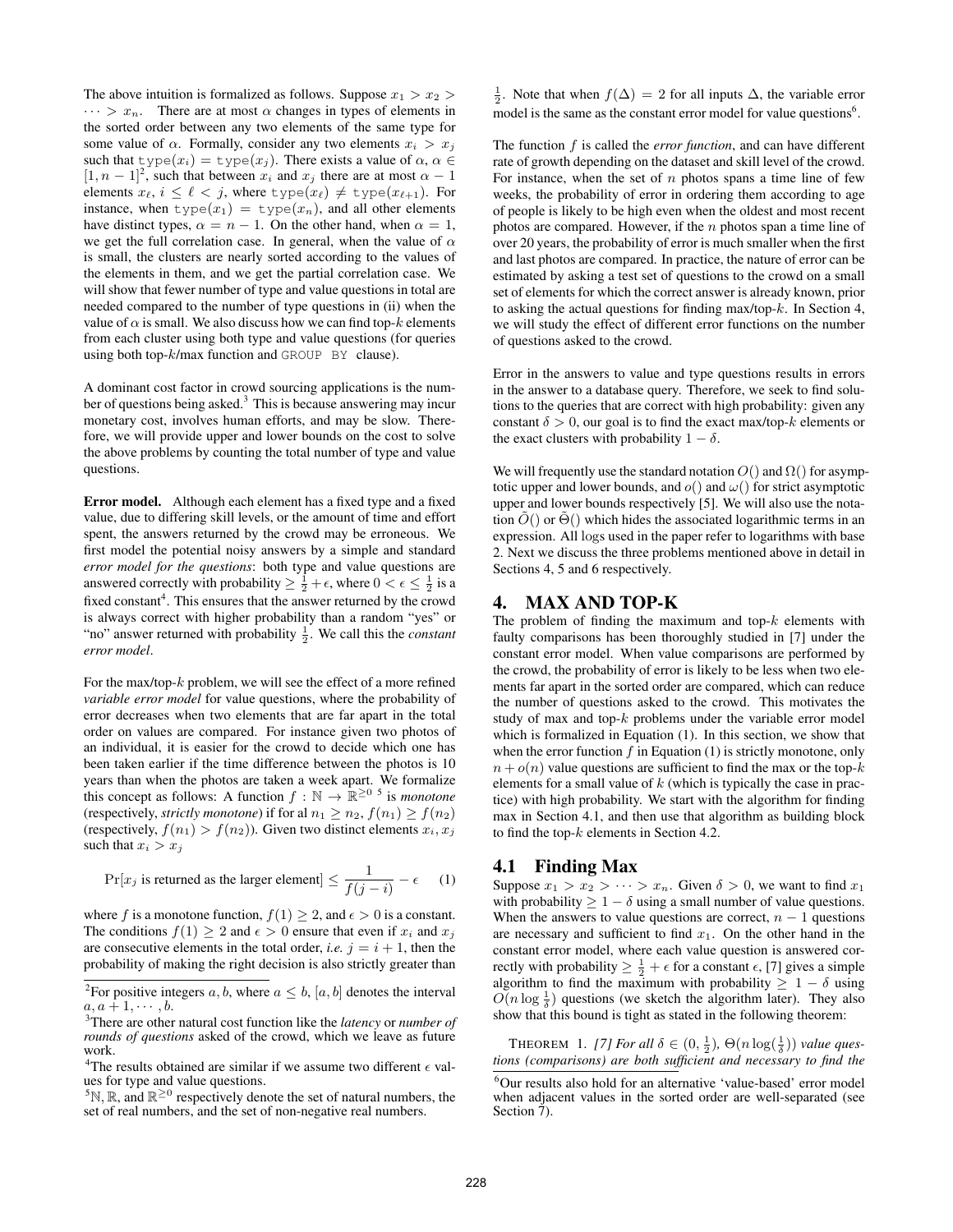The above intuition is formalized as follows. Suppose $x_1 > x_2 > \cdots > x_n$. There are at most $\alpha$ changes in types of elements in the sorted order between any two elements of the same type for some value of $\alpha$. Formally, consider any two elements $x_i > x_j$ such that $\texttt{type}(x_i) = \texttt{type}(x_j)$. There exists a value of $\alpha$, $\alpha \in [1, n-1]$[2], such that between $x_i$ and $x_j$ there are at most $\alpha - 1$ elements $x_\ell$, $i \leq \ell < j$, where $\texttt{type}(x_\ell) \neq \texttt{type}(x_{\ell+1})$. For instance, when $\texttt{type}(x_1) = \texttt{type}(x_n)$, and all other elements have distinct types, $\alpha = n - 1$. On the other hand, when $\alpha = 1$, we get the full correlation case. In general, when the value of $\alpha$ is small, the clusters are nearly sorted according to the values of the elements in them, and we get the partial correlation case. We will show that fewer number of type and value questions in total are needed compared to the number of type questions in (ii) when the value of $\alpha$ is small. We also discuss how we can find top-$k$ elements from each cluster using both type and value questions (for queries using both top-$k$/max function and GROUP BY clause).

A dominant cost factor in crowd sourcing applications is the number of questions being asked.[3] This is because answering may incur monetary cost, involves human efforts, and may be slow. Therefore, we will provide upper and lower bounds on the cost to solve the above problems by counting the total number of type and value questions.

**Error model.** Although each element has a fixed type and a fixed value, due to differing skill levels, or the amount of time and effort spent, the answers returned by the crowd may be erroneous. We first model the potential noisy answers by a simple and standard *error model for the questions*: both type and value questions are answered correctly with probability $\geq \frac{1}{2} + \epsilon$, where $0 < \epsilon \leq \frac{1}{2}$ is a fixed constant[4]. This ensures that the answer returned by the crowd is always correct with higher probability than a random "yes" or "no" answer returned with probability $\frac{1}{2}$. We call this the *constant error model*.

For the max/top-$k$ problem, we will see the effect of a more refined *variable error model* for value questions, where the probability of error decreases when two elements that are far apart in the total order on values are compared. For instance given two photos of an individual, it is easier for the crowd to decide which one has been taken earlier if the time difference between the photos is 10 years than when the photos are taken a week apart. We formalize this concept as follows: A function $f : \mathbb{N} \to \mathbb{R}^{\geq 0}$ [5] is *monotone* (respectively, *strictly monotone*) if for al $n_1 \geq n_2$, $f(n_1) \geq f(n_2)$ (respectively, $f(n_1) > f(n_2)$). Given two distinct elements $x_i, x_j$ such that $x_i > x_j$

$$\Pr[x_j \text{ is returned as the larger element}] \leq \frac{1}{f(j-i)} - \epsilon \qquad (1)$$

where $f$ is a monotone function, $f(1) \geq 2$, and $\epsilon > 0$ is a constant. The conditions $f(1) \geq 2$ and $\epsilon > 0$ ensure that even if $x_i$ and $x_j$ are consecutive elements in the total order, *i.e.* $j = i + 1$, then the probability of making the right decision is also strictly greater than $\frac{1}{2}$. Note that when $f(\Delta) = 2$ for all inputs $\Delta$, the variable error model is the same as the constant error model for value questions[6].

The function $f$ is called the *error function*, and can have different rate of growth depending on the dataset and skill level of the crowd. For instance, when the set of $n$ photos spans a time line of few weeks, the probability of error in ordering them according to age of people is likely to be high even when the oldest and most recent photos are compared. However, if the $n$ photos span a time line of over 20 years, the probability of error is much smaller when the first and last photos are compared. In practice, the nature of error can be estimated by asking a test set of questions to the crowd on a small set of elements for which the correct answer is already known, prior to asking the actual questions for finding max/top-$k$. In Section 4, we will study the effect of different error functions on the number of questions asked to the crowd.

Error in the answers to value and type questions results in errors in the answer to a database query. Therefore, we seek to find solutions to the queries that are correct with high probability: given any constant $\delta > 0$, our goal is to find the exact max/top-$k$ elements or the exact clusters with probability $1 - \delta$.

We will frequently use the standard notation $O()$ and $\Omega()$ for asymptotic upper and lower bounds, and $o()$ and $\omega()$ for strict asymptotic upper and lower bounds respectively [5]. We will also use the notation $\tilde{O}()$ or $\tilde{\Theta}()$ which hides the associated logarithmic terms in an expression. All logs used in the paper refer to logarithms with base 2. Next we discuss the three problems mentioned above in detail in Sections 4, 5 and 6 respectively.

# 4. MAX AND TOP-K

The problem of finding the maximum and top-$k$ elements with faulty comparisons has been thoroughly studied in [7] under the constant error model. When value comparisons are performed by the crowd, the probability of error is likely to be less when two elements far apart in the sorted order are compared, which can reduce the number of questions asked to the crowd. This motivates the study of max and top-$k$ problems under the variable error model which is formalized in Equation (1). In this section, we show that when the error function $f$ in Equation (1) is strictly monotone, only $n + o(n)$ value questions are sufficient to find the max or the top-$k$ elements for a small value of $k$ (which is typically the case in practice) with high probability. We start with the algorithm for finding max in Section 4.1, and then use that algorithm as building block to find the top-$k$ elements in Section 4.2.

## 4.1 Finding Max

Suppose $x_1 > x_2 > \cdots > x_n$. Given $\delta > 0$, we want to find $x_1$ with probability $\geq 1 - \delta$ using a small number of value questions. When the answers to value questions are correct, $n - 1$ questions are necessary and sufficient to find $x_1$. On the other hand in the constant error model, where each value question is answered correctly with probability $\geq \frac{1}{2} + \epsilon$ for a constant $\epsilon$, [7] gives a simple algorithm to find the maximum with probability $\geq 1 - \delta$ using $O(n \log \frac{1}{\delta})$ questions (we sketch the algorithm later). They also show that this bound is tight as stated in the following theorem:

THEOREM 1. *[7] For all $\delta \in (0, \frac{1}{2})$, $\Theta(n \log(\frac{1}{\delta}))$ value questions (comparisons) are both sufficient and necessary to find the*

---

[2] For positive integers $a, b$, where $a \leq b$, $[a, b]$ denotes the interval $a, a+1, \cdots, b$.

[3] There are other natural cost function like the *latency* or *number of rounds of questions* asked of the crowd, which we leave as future work.

[4] The results obtained are similar if we assume two different $\epsilon$ values for type and value questions.

[5] $\mathbb{N}$, $\mathbb{R}$, and $\mathbb{R}^{\geq 0}$ respectively denote the set of natural numbers, the set of real numbers, and the set of non-negative real numbers.

[6] Our results also hold for an alternative 'value-based' error model when adjacent values in the sorted order are well-separated (see Section 7).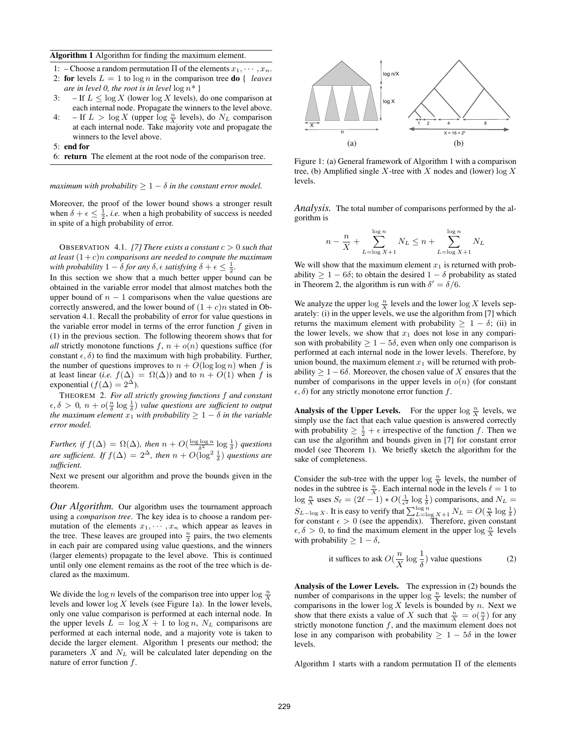**Algorithm 1** Algorithm for finding the maximum element.

1: – Choose a random permutation $\Pi$ of the elements $x_1, \cdots, x_n$.
2: **for** levels $L = 1$ to $\log n$ in the comparison tree **do** { *leaves are in level 0, the root is in level* $\log n$* }
3: – If $L \leq \log X$ (lower $\log X$ levels), do one comparison at each internal node. Propagate the winners to the level above.
4: – If $L > \log X$ (upper $\log \frac{n}{X}$ levels), do $N_L$ comparison at each internal node. Take majority vote and propagate the winners to the level above.
5: **end for**
6: **return** The element at the root node of the comparison tree.

*maximum with probability $\geq 1 - \delta$ in the constant error model.*

Moreover, the proof of the lower bound shows a stronger result when $\delta + \epsilon \leq \frac{1}{2}$, *i.e.* when a high probability of success is needed in spite of a high probability of error.

OBSERVATION 4.1. *[7] There exists a constant $c > 0$ such that at least $(1+c)n$ comparisons are needed to compute the maximum with probability $1 - \delta$ for any $\delta, \epsilon$ satisfying $\delta + \epsilon \leq \frac{1}{2}$.*

In this section we show that a much better upper bound can be obtained in the variable error model that almost matches both the upper bound of $n - 1$ comparisons when the value questions are correctly answered, and the lower bound of $(1 + c)n$ stated in Observation 4.1. Recall the probability of error for value questions in the variable error model in terms of the error function $f$ given in (1) in the previous section. The following theorem shows that for *all* strictly monotone functions $f$, $n + o(n)$ questions suffice (for constant $\epsilon, \delta$) to find the maximum with high probability. Further, the number of questions improves to $n + O(\log \log n)$ when $f$ is at least linear (*i.e.* $f(\Delta) = \Omega(\Delta)$) and to $n + O(1)$ when $f$ is exponential ($f(\Delta) = 2^{\Delta}$).

THEOREM 2. *For all strictly growing functions $f$ and constant $\epsilon, \delta > 0$, $n + o(\frac{n}{\delta} \log \frac{1}{\delta})$ value questions are sufficient to output the maximum element $x_1$ with probability $\geq 1 - \delta$ in the variable error model.*

*Further, if $f(\Delta) = \Omega(\Delta)$, then $n + O(\frac{\log \log n}{\delta^2} \log \frac{1}{\delta})$ questions are sufficient. If $f(\Delta) = 2^{\Delta}$, then $n + O(\log^2 \frac{1}{\delta})$ questions are sufficient.*

Next we present our algorithm and prove the bounds given in the theorem.

*Our Algorithm.* Our algorithm uses the tournament approach using a *comparison tree*. The key idea is to choose a random permutation of the elements $x_1, \cdots, x_n$ which appear as leaves in the tree. These leaves are grouped into $\frac{n}{2}$ pairs, the two elements in each pair are compared using value questions, and the winners (larger elements) propagate to the level above. This is continued until only one element remains as the root of the tree which is declared as the maximum.

We divide the $\log n$ levels of the comparison tree into upper $\log \frac{n}{X}$ levels and lower $\log X$ levels (see Figure 1a). In the lower levels, only one value comparison is performed at each internal node. In the upper levels $L = \log X + 1$ to $\log n$, $N_L$ comparisons are performed at each internal node, and a majority vote is taken to decide the larger element. Algorithm 1 presents our method; the parameters $X$ and $N_L$ will be calculated later depending on the nature of error function $f$.

Figure 1: (a) General framework of Algorithm 1 with a comparison tree, (b) Amplified single $X$-tree with $X$ nodes and (lower) $\log X$ levels.

*Analysis.* The total number of comparisons performed by the algorithm is

$$n - \frac{n}{X} + \sum_{L=\log X+1}^{\log n} N_L \leq n + \sum_{L=\log X+1}^{\log n} N_L$$

We will show that the maximum element $x_1$ is returned with probability $\geq 1 - 6\delta$; to obtain the desired $1 - \delta$ probability as stated in Theorem 2, the algorithm is run with $\delta' = \delta/6$.

We analyze the upper $\log \frac{n}{X}$ levels and the lower $\log X$ levels separately: (i) in the upper levels, we use the algorithm from [7] which returns the maximum element with probability $\geq 1 - \delta$; (ii) in the lower levels, we show that $x_1$ does not lose in any comparison with probability $\geq 1 - 5\delta$, even when only one comparison is performed at each internal node in the lower levels. Therefore, by union bound, the maximum element $x_1$ will be returned with probability $\geq 1 - 6\delta$. Moreover, the chosen value of $X$ ensures that the number of comparisons in the upper levels in $o(n)$ (for constant $\epsilon, \delta$) for any strictly monotone error function $f$.

**Analysis of the Upper Levels.** For the upper $\log \frac{n}{X}$ levels, we simply use the fact that each value question is answered correctly with probability $\geq \frac{1}{2} + \epsilon$ irrespective of the function $f$. Then we can use the algorithm and bounds given in [7] for constant error model (see Theorem 1). We briefly sketch the algorithm for the sake of completeness.

Consider the sub-tree with the upper $\log \frac{n}{X}$ levels, the number of nodes in the subtree is $\frac{n}{X}$. Each internal node in the levels $\ell = 1$ to $\log \frac{n}{X}$ uses $S_\ell = (2\ell - 1) * O(\frac{1}{\epsilon^2} \log \frac{1}{\delta})$ comparisons, and $N_L = S_{L-\log X}$. It is easy to verify that $\sum_{L=\log X+1}^{\log n} N_L = O(\frac{n}{X} \log \frac{1}{\delta})$ for constant $\epsilon > 0$ (see the appendix). Therefore, given constant $\epsilon, \delta > 0$, to find the maximum element in the upper $\log \frac{n}{X}$ levels with probability $\geq 1 - \delta$,

$$\text{it suffices to ask } O(\frac{n}{X} \log \frac{1}{\delta}) \text{ value questions} \qquad (2)$$

**Analysis of the Lower Levels.** The expression in (2) bounds the number of comparisons in the upper $\log \frac{n}{X}$ levels; the number of comparisons in the lower $\log X$ levels is bounded by $n$. Next we show that there exists a value of $X$ such that $\frac{n}{X} = o(\frac{n}{\delta})$ for any strictly monotone function $f$, and the maximum element does not lose in any comparison with probability $\geq 1 - 5\delta$ in the lower levels.

Algorithm 1 starts with a random permutation $\Pi$ of the elements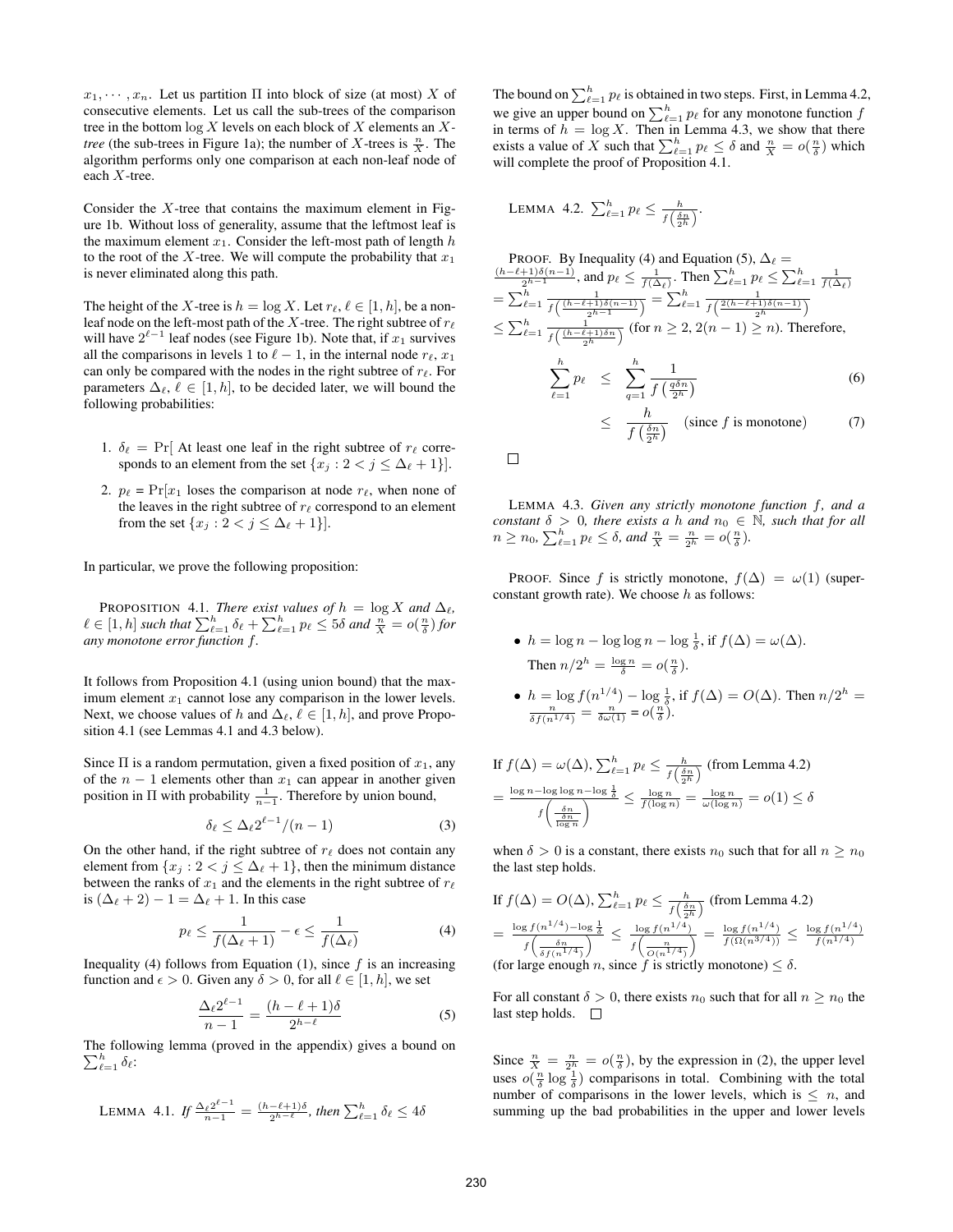$x_1, \cdots, x_n$. Let us partition $\Pi$ into block of size (at most) $X$ of consecutive elements. Let us call the sub-trees of the comparison tree in the bottom $\log X$ levels on each block of $X$ elements an $X$-*tree* (the sub-trees in Figure 1a); the number of $X$-trees is $\frac{n}{X}$. The algorithm performs only one comparison at each non-leaf node of each $X$-tree.

Consider the $X$-tree that contains the maximum element in Figure 1b. Without loss of generality, assume that the leftmost leaf is the maximum element $x_1$. Consider the left-most path of length $h$ to the root of the $X$-tree. We will compute the probability that $x_1$ is never eliminated along this path.

The height of the $X$-tree is $h = \log X$. Let $r_\ell, \ell \in [1, h]$, be a non-leaf node on the left-most path of the $X$-tree. The right subtree of $r_\ell$ will have $2^{\ell-1}$ leaf nodes (see Figure 1b). Note that, if $x_1$ survives all the comparisons in levels 1 to $\ell - 1$, in the internal node $r_\ell$, $x_1$ can only be compared with the nodes in the right subtree of $r_\ell$. For parameters $\Delta_\ell$, $\ell \in [1, h]$, to be decided later, we will bound the following probabilities:

1. $\delta_\ell = \Pr[$ At least one leaf in the right subtree of $r_\ell$ corresponds to an element from the set $\{x_j : 2 < j \leq \Delta_\ell + 1\}]$.
2. $p_\ell = \Pr[x_1$ loses the comparison at node $r_\ell$, when none of the leaves in the right subtree of $r_\ell$ correspond to an element from the set $\{x_j : 2 < j \leq \Delta_\ell + 1\}]$.

In particular, we prove the following proposition:

PROPOSITION 4.1. *There exist values of $h = \log X$ and $\Delta_\ell$, $\ell \in [1, h]$ such that $\sum_{\ell=1}^{h} \delta_\ell + \sum_{\ell=1}^{h} p_\ell \leq 5\delta$ and $\frac{n}{X} = o(\frac{n}{\delta})$ for any monotone error function $f$.*

It follows from Proposition 4.1 (using union bound) that the maximum element $x_1$ cannot lose any comparison in the lower levels. Next, we choose values of $h$ and $\Delta_\ell$, $\ell \in [1, h]$, and prove Proposition 4.1 (see Lemmas 4.1 and 4.3 below).

Since $\Pi$ is a random permutation, given a fixed position of $x_1$, any of the $n - 1$ elements other than $x_1$ can appear in another given position in $\Pi$ with probability $\frac{1}{n-1}$. Therefore by union bound,

$$\delta_\ell \leq \Delta_\ell 2^{\ell-1}/(n-1) \tag{3}$$

On the other hand, if the right subtree of $r_\ell$ does not contain any element from $\{x_j : 2 < j \leq \Delta_\ell + 1\}$, then the minimum distance between the ranks of $x_1$ and the elements in the right subtree of $r_\ell$ is $(\Delta_\ell + 2) - 1 = \Delta_\ell + 1$. In this case

$$p_\ell \leq \frac{1}{f(\Delta_\ell + 1)} - \epsilon \leq \frac{1}{f(\Delta_\ell)} \tag{4}$$

Inequality (4) follows from Equation (1), since $f$ is an increasing function and $\epsilon > 0$. Given any $\delta > 0$, for all $\ell \in [1, h]$, we set

$$\frac{\Delta_\ell 2^{\ell-1}}{n-1} = \frac{(h - \ell + 1)\delta}{2^{h-\ell}} \tag{5}$$

The following lemma (proved in the appendix) gives a bound on $\sum_{\ell=1}^{h} \delta_\ell$:

LEMMA 4.1. *If $\frac{\Delta_\ell 2^{\ell-1}}{n-1} = \frac{(h-\ell+1)\delta}{2^{h-\ell}}$, then $\sum_{\ell=1}^{h} \delta_\ell \leq 4\delta$*

The bound on $\sum_{\ell=1}^{h} p_\ell$ is obtained in two steps. First, in Lemma 4.2, we give an upper bound on $\sum_{\ell=1}^{h} p_\ell$ for any monotone function $f$ in terms of $h = \log X$. Then in Lemma 4.3, we show that there exists a value of $X$ such that $\sum_{\ell=1}^{h} p_\ell \leq \delta$ and $\frac{n}{X} = o(\frac{n}{\delta})$ which will complete the proof of Proposition 4.1.

LEMMA 4.2. $\sum_{\ell=1}^{h} p_\ell \leq \frac{h}{f\left(\frac{\delta n}{2^h}\right)}$.

PROOF. By Inequality (4) and Equation (5), $\Delta_\ell = \frac{(h-\ell+1)\delta(n-1)}{2^{h-1}}$, and $p_\ell \leq \frac{1}{f(\Delta_\ell)}$. Then $\sum_{\ell=1}^{h} p_\ell \leq \sum_{\ell=1}^{h} \frac{1}{f(\Delta_\ell)}$ $= \sum_{\ell=1}^{h} \frac{1}{f\left(\frac{(h-\ell+1)\delta(n-1)}{2^{h-1}}\right)} = \sum_{\ell=1}^{h} \frac{1}{f\left(\frac{2(h-\ell+1)\delta(n-1)}{2^h}\right)}$ $\leq \sum_{\ell=1}^{h} \frac{1}{f\left(\frac{(h-\ell+1)\delta n}{2^h}\right)}$ (for $n \geq 2$, $2(n-1) \geq n$). Therefore,

$$\sum_{\ell=1}^{h} p_\ell \leq \sum_{q=1}^{h} \frac{1}{f\left(\frac{q\delta n}{2^h}\right)} \tag{6}$$

$$\leq \frac{h}{f\left(\frac{\delta n}{2^h}\right)} \quad \text{(since } f \text{ is monotone)} \tag{7}$$

□

LEMMA 4.3. *Given any strictly monotone function $f$, and a constant $\delta > 0$, there exists a $h$ and $n_0 \in \mathbb{N}$, such that for all $n \geq n_0$, $\sum_{\ell=1}^{h} p_\ell \leq \delta$, and $\frac{n}{X} = \frac{n}{2^h} = o(\frac{n}{\delta})$.*

PROOF. Since $f$ is strictly monotone, $f(\Delta) = \omega(1)$ (super-constant growth rate). We choose $h$ as follows:

- $h = \log n - \log\log n - \log \frac{1}{\delta}$, if $f(\Delta) = \omega(\Delta)$. Then $n/2^h = \frac{\log n}{\delta} = o(\frac{n}{\delta})$.
- $h = \log f(n^{1/4}) - \log \frac{1}{\delta}$, if $f(\Delta) = O(\Delta)$. Then $n/2^h = \frac{n}{\delta f(n^{1/4})} = \frac{n}{\delta \omega(1)} = o(\frac{n}{\delta})$.

If $f(\Delta) = \omega(\Delta)$, $\sum_{\ell=1}^{h} p_\ell \leq \frac{h}{f\left(\frac{\delta n}{2^h}\right)}$ (from Lemma 4.2) $= \frac{\log n - \log\log n - \log \frac{1}{\delta}}{f\left(\frac{\delta n}{\frac{\delta n}{\log n}}\right)} \leq \frac{\log n}{f(\log n)} = \frac{\log n}{\omega(\log n)} = o(1) \leq \delta$

when $\delta > 0$ is a constant, there exists $n_0$ such that for all $n \geq n_0$ the last step holds.

If $f(\Delta) = O(\Delta)$, $\sum_{\ell=1}^{h} p_\ell \leq \frac{h}{f\left(\frac{\delta n}{2^h}\right)}$ (from Lemma 4.2) $= \frac{\log f(n^{1/4}) - \log \frac{1}{\delta}}{f\left(\frac{\delta n}{\delta f(n^{1/4})}\right)} \leq \frac{\log f(n^{1/4})}{f\left(\frac{n}{O(n^{1/4})}\right)} = \frac{\log f(n^{1/4})}{f(\Omega(n^{3/4}))} \leq \frac{\log f(n^{1/4})}{f(n^{1/4})}$ (for large enough $n$, since $f$ is strictly monotone) $\leq \delta$.

For all constant $\delta > 0$, there exists $n_0$ such that for all $n \geq n_0$ the last step holds. □

Since $\frac{n}{X} = \frac{n}{2^h} = o(\frac{n}{\delta})$, by the expression in (2), the upper level uses $o(\frac{n}{\delta} \log \frac{1}{\delta})$ comparisons in total. Combining with the total number of comparisons in the lower levels, which is $\leq n$, and summing up the bad probabilities in the upper and lower levels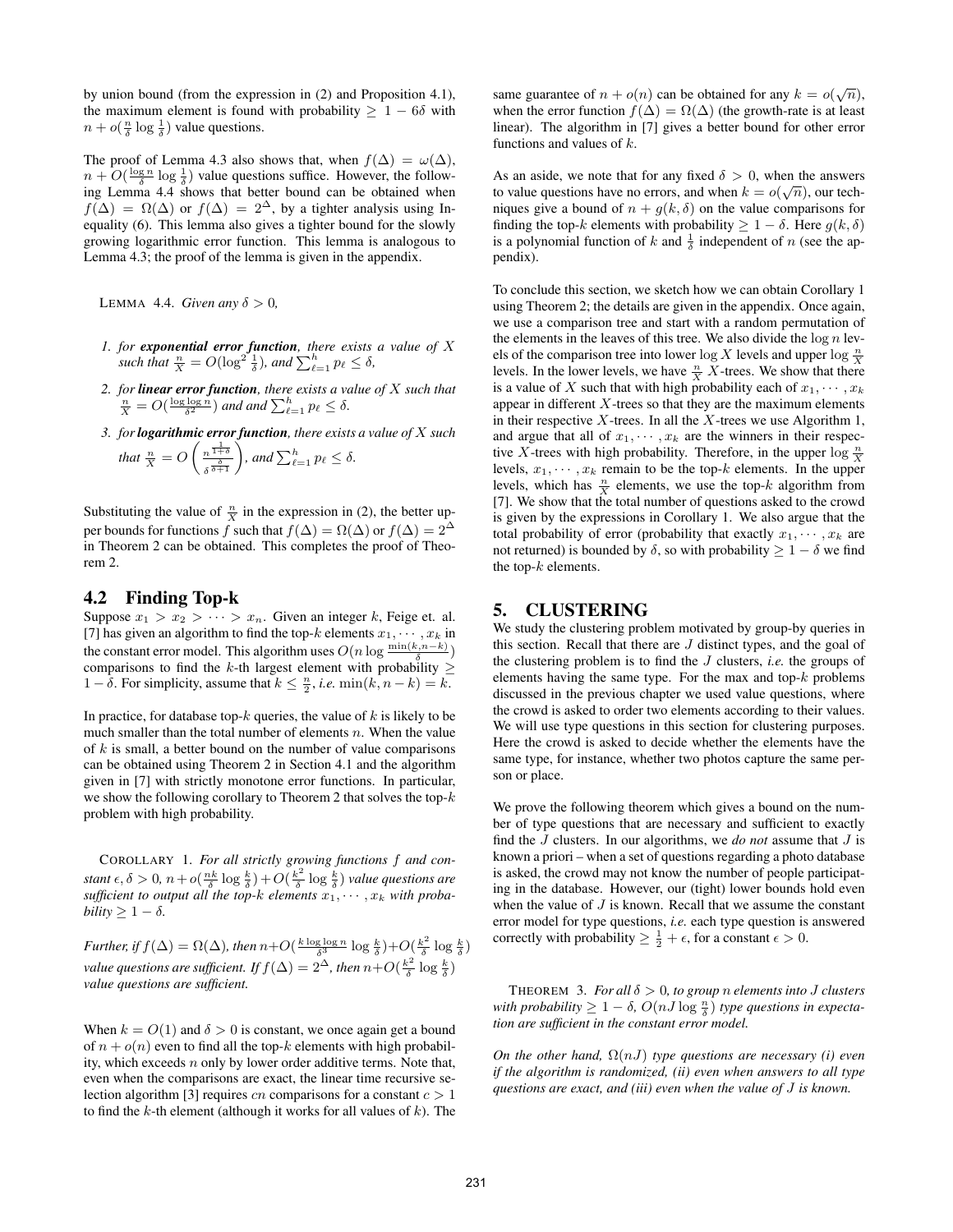by union bound (from the expression in (2) and Proposition 4.1), the maximum element is found with probability $\geq 1 - 6\delta$ with $n + o(\frac{n}{\delta} \log \frac{1}{\delta})$ value questions.

The proof of Lemma 4.3 also shows that, when $f(\Delta) = \omega(\Delta)$, $n + O(\frac{\log n}{\delta} \log \frac{1}{\delta})$ value questions suffice. However, the following Lemma 4.4 shows that better bound can be obtained when $f(\Delta) = \Omega(\Delta)$ or $f(\Delta) = 2^{\Delta}$, by a tighter analysis using Inequality (6). This lemma also gives a tighter bound for the slowly growing logarithmic error function. This lemma is analogous to Lemma 4.3; the proof of the lemma is given in the appendix.

LEMMA 4.4. *Given any $\delta > 0$,*

1. *for* ***exponential error function****, there exists a value of $X$ such that $\frac{n}{X} = O(\log^2 \frac{1}{\delta})$, and $\sum_{\ell=1}^{h} p_\ell \leq \delta$,*
2. *for* ***linear error function****, there exists a value of $X$ such that $\frac{n}{X} = O(\frac{\log \log n}{\delta^2})$ and and $\sum_{\ell=1}^{h} p_\ell \leq \delta$.*
3. *for* ***logarithmic error function****, there exists a value of $X$ such that $\frac{n}{X} = O\left(\frac{n^{\frac{1}{1+\delta}}}{\delta^{\frac{\delta}{\delta+1}}}\right)$, and $\sum_{\ell=1}^{h} p_\ell \leq \delta$.*

Substituting the value of $\frac{n}{X}$ in the expression in (2), the better upper bounds for functions $f$ such that $f(\Delta) = \Omega(\Delta)$ or $f(\Delta) = 2^{\Delta}$ in Theorem 2 can be obtained. This completes the proof of Theorem 2.

## 4.2 Finding Top-k

Suppose $x_1 > x_2 > \cdots > x_n$. Given an integer $k$, Feige et. al. [7] has given an algorithm to find the top-$k$ elements $x_1, \cdots, x_k$ in the constant error model. This algorithm uses $O(n \log \frac{\min(k, n-k)}{\delta})$ comparisons to find the $k$-th largest element with probability $\geq 1 - \delta$. For simplicity, assume that $k \leq \frac{n}{2}$, *i.e.* $\min(k, n-k) = k$.

In practice, for database top-$k$ queries, the value of $k$ is likely to be much smaller than the total number of elements $n$. When the value of $k$ is small, a better bound on the number of value comparisons can be obtained using Theorem 2 in Section 4.1 and the algorithm given in [7] with strictly monotone error functions. In particular, we show the following corollary to Theorem 2 that solves the top-$k$ problem with high probability.

COROLLARY 1. *For all strictly growing functions $f$ and constant $\epsilon, \delta > 0$, $n + o(\frac{nk}{\delta} \log \frac{k}{\delta}) + O(\frac{k^2}{\delta} \log \frac{k}{\delta})$ value questions are sufficient to output all the top-$k$ elements $x_1, \cdots, x_k$ with probability $\geq 1 - \delta$.*

*Further, if $f(\Delta) = \Omega(\Delta)$, then $n + O(\frac{k \log \log n}{\delta^3} \log \frac{k}{\delta}) + O(\frac{k^2}{\delta} \log \frac{k}{\delta})$ value questions are sufficient. If $f(\Delta) = 2^{\Delta}$, then $n + O(\frac{k^2}{\delta} \log \frac{k}{\delta})$ value questions are sufficient.*

When $k = O(1)$ and $\delta > 0$ is constant, we once again get a bound of $n + o(n)$ even to find all the top-$k$ elements with high probability, which exceeds $n$ only by lower order additive terms. Note that, even when the comparisons are exact, the linear time recursive selection algorithm [3] requires $cn$ comparisons for a constant $c > 1$ to find the $k$-th element (although it works for all values of $k$). The same guarantee of $n + o(n)$ can be obtained for any $k = o(\sqrt{n})$, when the error function $f(\Delta) = \Omega(\Delta)$ (the growth-rate is at least linear). The algorithm in [7] gives a better bound for other error functions and values of $k$.

As an aside, we note that for any fixed $\delta > 0$, when the answers to value questions have no errors, and when $k = o(\sqrt{n})$, our techniques give a bound of $n + g(k, \delta)$ on the value comparisons for finding the top-$k$ elements with probability $\geq 1 - \delta$. Here $g(k, \delta)$ is a polynomial function of $k$ and $\frac{1}{\delta}$ independent of $n$ (see the appendix).

To conclude this section, we sketch how we can obtain Corollary 1 using Theorem 2; the details are given in the appendix. Once again, we use a comparison tree and start with a random permutation of the elements in the leaves of this tree. We also divide the $\log n$ levels of the comparison tree into lower $\log X$ levels and upper $\log \frac{n}{X}$ levels. In the lower levels, we have $\frac{n}{X}$ $X$-trees. We show that there is a value of $X$ such that with high probability each of $x_1, \cdots, x_k$ appear in different $X$-trees so that they are the maximum elements in their respective $X$-trees. In all the $X$-trees we use Algorithm 1, and argue that all of $x_1, \cdots, x_k$ are the winners in their respective $X$-trees with high probability. Therefore, in the upper $\log \frac{n}{X}$ levels, $x_1, \cdots, x_k$ remain to be the top-$k$ elements. In the upper levels, which has $\frac{n}{X}$ elements, we use the top-$k$ algorithm from [7]. We show that the total number of questions asked to the crowd is given by the expressions in Corollary 1. We also argue that the total probability of error (probability that exactly $x_1, \cdots, x_k$ are not returned) is bounded by $\delta$, so with probability $\geq 1 - \delta$ we find the top-$k$ elements.

# 5. CLUSTERING

We study the clustering problem motivated by group-by queries in this section. Recall that there are $J$ distinct types, and the goal of the clustering problem is to find the $J$ clusters, *i.e.* the groups of elements having the same type. For the max and top-$k$ problems discussed in the previous chapter we used value questions, where the crowd is asked to order two elements according to their values. We will use type questions in this section for clustering purposes. Here the crowd is asked to decide whether the elements have the same type, for instance, whether two photos capture the same person or place.

We prove the following theorem which gives a bound on the number of type questions that are necessary and sufficient to exactly find the $J$ clusters. In our algorithms, we *do not* assume that $J$ is known a priori – when a set of questions regarding a photo database is asked, the crowd may not know the number of people participating in the database. However, our (tight) lower bounds hold even when the value of $J$ is known. Recall that we assume the constant error model for type questions, *i.e.* each type question is answered correctly with probability $\geq \frac{1}{2} + \epsilon$, for a constant $\epsilon > 0$.

THEOREM 3. *For all $\delta > 0$, to group $n$ elements into $J$ clusters with probability $\geq 1 - \delta$, $O(nJ \log \frac{n}{\delta})$ type questions in expectation are sufficient in the constant error model.*

*On the other hand, $\Omega(nJ)$ type questions are necessary (i) even if the algorithm is randomized, (ii) even when answers to all type questions are exact, and (iii) even when the value of $J$ is known.*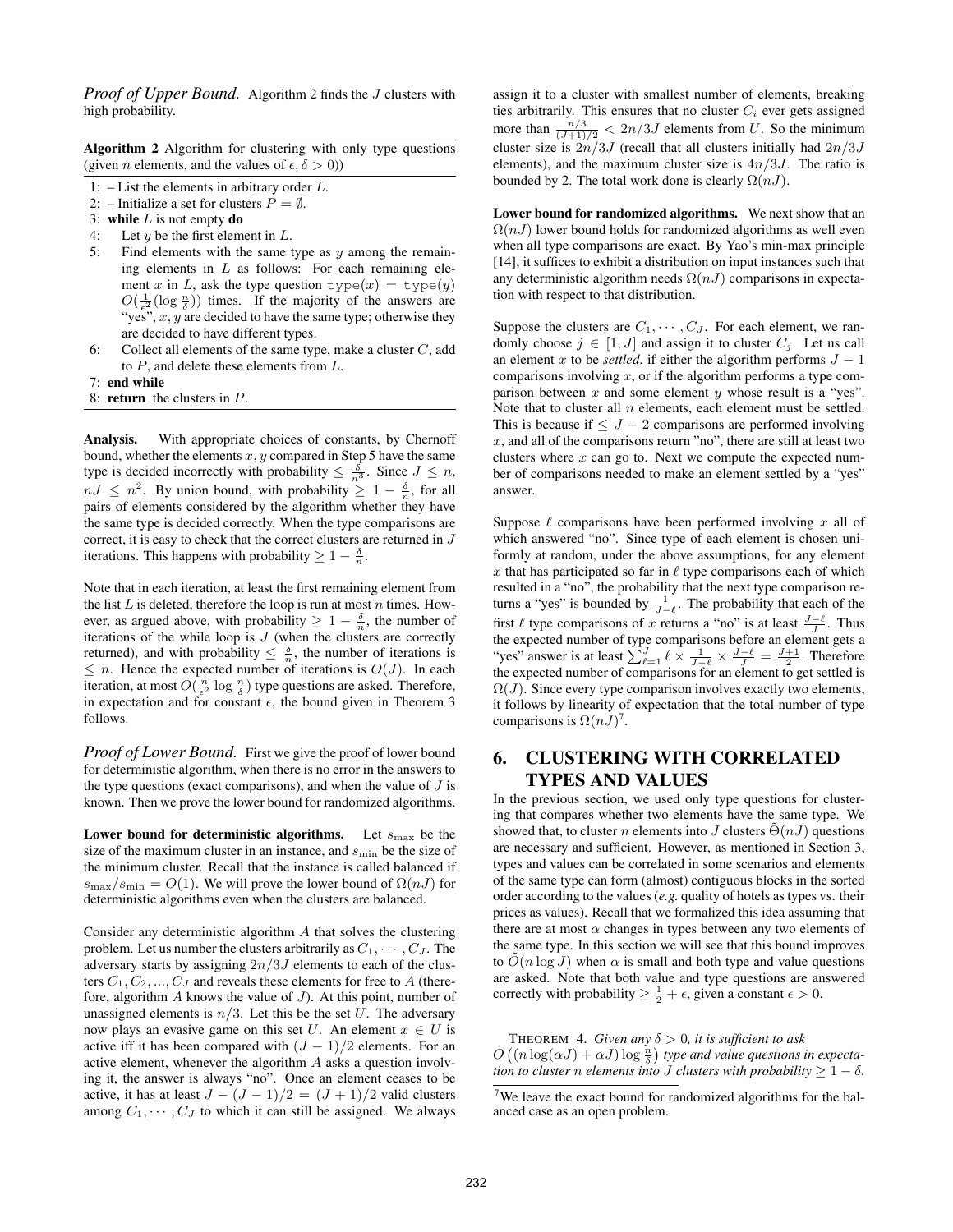*Proof of Upper Bound.* Algorithm 2 finds the $J$ clusters with high probability.

**Algorithm 2** Algorithm for clustering with only type questions (given $n$ elements, and the values of $\epsilon, \delta > 0$))

1: – List the elements in arbitrary order $L$.
2: – Initialize a set for clusters $P = \emptyset$.
3: **while** $L$ is not empty **do**
4: Let $y$ be the first element in $L$.
5: Find elements with the same type as $y$ among the remaining elements in $L$ as follows: For each remaining element $x$ in $L$, ask the type question $\texttt{type}(x) = \texttt{type}(y)$ $O(\frac{1}{\epsilon^2}(\log \frac{n}{\delta}))$ times. If the majority of the answers are "yes", $x, y$ are decided to have the same type; otherwise they are decided to have different types.
6: Collect all elements of the same type, make a cluster $C$, add to $P$, and delete these elements from $L$.
7: **end while**
8: **return** the clusters in $P$.

**Analysis.** With appropriate choices of constants, by Chernoff bound, whether the elements $x, y$ compared in Step 5 have the same type is decided incorrectly with probability $\leq \frac{\delta}{n^3}$. Since $J \leq n$, $nJ \leq n^2$. By union bound, with probability $\geq 1 - \frac{\delta}{n}$, for all pairs of elements considered by the algorithm whether they have the same type is decided correctly. When the type comparisons are correct, it is easy to check that the correct clusters are returned in $J$ iterations. This happens with probability $\geq 1 - \frac{\delta}{n}$.

Note that in each iteration, at least the first remaining element from the list $L$ is deleted, therefore the loop is run at most $n$ times. However, as argued above, with probability $\geq 1 - \frac{\delta}{n}$, the number of iterations of the while loop is $J$ (when the clusters are correctly returned), and with probability $\leq \frac{\delta}{n}$, the number of iterations is $\leq n$. Hence the expected number of iterations is $O(J)$. In each iteration, at most $O(\frac{n}{\epsilon^2} \log \frac{n}{\delta})$ type questions are asked. Therefore, in expectation and for constant $\epsilon$, the bound given in Theorem 3 follows.

*Proof of Lower Bound.* First we give the proof of lower bound for deterministic algorithm, when there is no error in the answers to the type questions (exact comparisons), and when the value of $J$ is known. Then we prove the lower bound for randomized algorithms.

**Lower bound for deterministic algorithms.** Let $s_{\max}$ be the size of the maximum cluster in an instance, and $s_{\min}$ be the size of the minimum cluster. Recall that the instance is called balanced if $s_{\max}/s_{\min} = O(1)$. We will prove the lower bound of $\Omega(nJ)$ for deterministic algorithms even when the clusters are balanced.

Consider any deterministic algorithm $A$ that solves the clustering problem. Let us number the clusters arbitrarily as $C_1, \cdots, C_J$. The adversary starts by assigning $2n/3J$ elements to each of the clusters $C_1, C_2, ..., C_J$ and reveals these elements for free to $A$ (therefore, algorithm $A$ knows the value of $J$). At this point, number of unassigned elements is $n/3$. Let this be the set $U$. The adversary now plays an evasive game on this set $U$. An element $x \in U$ is active iff it has been compared with $(J-1)/2$ elements. For an active element, whenever the algorithm $A$ asks a question involving it, the answer is always "no". Once an element ceases to be active, it has at least $J - (J-1)/2 = (J+1)/2$ valid clusters among $C_1, \cdots, C_J$ to which it can still be assigned. We always assign it to a cluster with smallest number of elements, breaking ties arbitrarily. This ensures that no cluster $C_i$ ever gets assigned more than $\frac{n/3}{(J+1)/2} < 2n/3J$ elements from $U$. So the minimum cluster size is $2n/3J$ (recall that all clusters initially had $2n/3J$ elements), and the maximum cluster size is $4n/3J$. The ratio is bounded by 2. The total work done is clearly $\Omega(nJ)$.

**Lower bound for randomized algorithms.** We next show that an $\Omega(nJ)$ lower bound holds for randomized algorithms as well even when all type comparisons are exact. By Yao's min-max principle [14], it suffices to exhibit a distribution on input instances such that any deterministic algorithm needs $\Omega(nJ)$ comparisons in expectation with respect to that distribution.

Suppose the clusters are $C_1, \cdots, C_J$. For each element, we randomly choose $j \in [1, J]$ and assign it to cluster $C_j$. Let us call an element $x$ to be *settled*, if either the algorithm performs $J-1$ comparisons involving $x$, or if the algorithm performs a type comparison between $x$ and some element $y$ whose result is a "yes". Note that to cluster all $n$ elements, each element must be settled. This is because if $\leq J-2$ comparisons are performed involving $x$, and all of the comparisons return "no", there are still at least two clusters where $x$ can go to. Next we compute the expected number of comparisons needed to make an element settled by a "yes" answer.

Suppose $\ell$ comparisons have been performed involving $x$ all of which answered "no". Since type of each element is chosen uniformly at random, under the above assumptions, for any element $x$ that has participated so far in $\ell$ type comparisons each of which resulted in a "no", the probability that the next type comparison returns a "yes" is bounded by $\frac{1}{J-\ell}$. The probability that each of the first $\ell$ type comparisons of $x$ returns a "no" is at least $\frac{J-\ell}{J}$. Thus the expected number of type comparisons before an element gets a "yes" answer is at least $\sum_{\ell=1}^{J} \ell \times \frac{1}{J-\ell} \times \frac{J-\ell}{J} = \frac{J+1}{2}$. Therefore the expected number of comparisons for an element to get settled is $\Omega(J)$. Since every type comparison involves exactly two elements, it follows by linearity of expectation that the total number of type comparisons is $\Omega(nJ)$[7].

## 6. CLUSTERING WITH CORRELATED TYPES AND VALUES

In the previous section, we used only type questions for clustering that compares whether two elements have the same type. We showed that, to cluster $n$ elements into $J$ clusters $\tilde{\Theta}(nJ)$ questions are necessary and sufficient. However, as mentioned in Section 3, types and values can be correlated in some scenarios and elements of the same type can form (almost) contiguous blocks in the sorted order according to the values (*e.g.* quality of hotels as types vs. their prices as values). Recall that we formalized this idea assuming that there are at most $\alpha$ changes in types between any two elements of the same type. In this section we will see that this bound improves to $\tilde{O}(n \log J)$ when $\alpha$ is small and both type and value questions are asked. Note that both value and type questions are answered correctly with probability $\geq \frac{1}{2} + \epsilon$, given a constant $\epsilon > 0$.

THEOREM 4. *Given any $\delta > 0$, it is sufficient to ask $O\left((n \log(\alpha J) + \alpha J) \log \frac{n}{\delta}\right)$ type and value questions in expectation to cluster $n$ elements into $J$ clusters with probability $\geq 1 - \delta$.*

[7] We leave the exact bound for randomized algorithms for the balanced case as an open problem.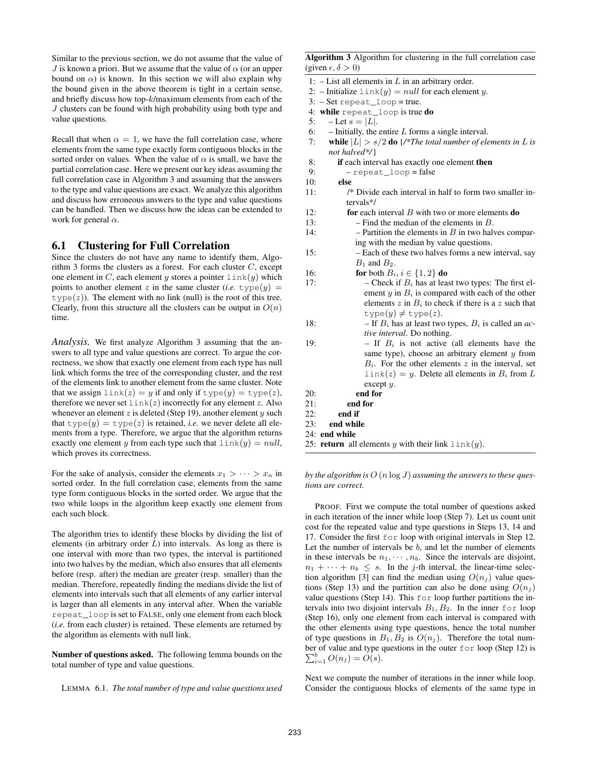Similar to the previous section, we do not assume that the value of $J$ is known a priori. But we assume that the value of $\alpha$ (or an upper bound on $\alpha$) is known. In this section we will also explain why the bound given in the above theorem is tight in a certain sense, and briefly discuss how top-$k$/maximum elements from each of the $J$ clusters can be found with high probability using both type and value questions.

Recall that when $\alpha = 1$, we have the full correlation case, where elements from the same type exactly form contiguous blocks in the sorted order on values. When the value of $\alpha$ is small, we have the partial correlation case. Here we present our key ideas assuming the full correlation case in Algorithm 3 and assuming that the answers to the type and value questions are exact. We analyze this algorithm and discuss how erroneous answers to the type and value questions can be handled. Then we discuss how the ideas can be extended to work for general $\alpha$.

## 6.1 Clustering for Full Correlation

Since the clusters do not have any name to identify them, Algorithm 3 forms the clusters as a forest. For each cluster $C$, except one element in $C$, each element $y$ stores a pointer `link`$(y)$ which points to another element $z$ in the same cluster (*i.e.* `type`$(y)$ = `type`$(z)$). The element with no link (null) is the root of this tree. Clearly, from this structure all the clusters can be output in $O(n)$ time.

*Analysis.* We first analyze Algorithm 3 assuming that the answers to all type and value questions are correct. To argue the correctness, we show that exactly one element from each type has null link which forms the tree of the corresponding cluster, and the rest of the elements link to another element from the same cluster. Note that we assign `link`$(z) = y$ if and only if `type`$(y)$ = `type`$(z)$, therefore we never set `link`$(z)$ incorrectly for any element $z$. Also whenever an element $z$ is deleted (Step 19), another element $y$ such that `type`$(y)$ = `type`$(z)$ is retained, *i.e.* we never delete all elements from a type. Therefore, we argue that the algorithm returns exactly one element $y$ from each type such that `link`$(y) = null$, which proves its correctness.

For the sake of analysis, consider the elements $x_1 > \cdots > x_n$ in sorted order. In the full correlation case, elements from the same type form contiguous blocks in the sorted order. We argue that the two while loops in the algorithm keep exactly one element from each such block.

The algorithm tries to identify these blocks by dividing the list of elements (in arbitrary order $L$) into intervals. As long as there is one interval with more than two types, the interval is partitioned into two halves by the median, which also ensures that all elements before (resp. after) the median are greater (resp. smaller) than the median. Therefore, repeatedly finding the medians divide the list of elements into intervals such that all elements of any earlier interval is larger than all elements in any interval after. When the variable `repeat_loop` is set to FALSE, only one element from each block (*i.e.* from each cluster) is retained. These elements are returned by the algorithm as elements with null link.

**Number of questions asked.** The following lemma bounds on the total number of type and value questions.

**Algorithm 3** Algorithm for clustering in the full correlation case (given $\epsilon, \delta > 0$)

```
 1: – List all elements in L in an arbitrary order.
 2: – Initialize link(y) = null for each element y.
 3: – Set repeat_loop = true.
 4: while repeat_loop is true do
 5:    – Let s = |L|.
 6:    – Initially, the entire L forms a single interval.
 7:    while |L| > s/2 do {/*The total number of elements in L is not halved*/}
 8:       if each interval has exactly one element then
 9:          – repeat_loop = false
10:       else
11:          /* Divide each interval in half to form two smaller intervals*/
12:          for each interval B with two or more elements do
13:             – Find the median of the elements in B.
14:             – Partition the elements in B in two halves comparing with the median by value questions.
15:             – Each of these two halves forms a new interval, say B1 and B2.
16:             for both Bi, i ∈ {1, 2} do
17:                – Check if Bi has at least two types: The first element y in Bi is compared with each of the other elements z in Bi to check if there is a z such that type(y) ≠ type(z).
18:                – If Bi has at least two types, Bi is called an active interval. Do nothing.
19:                – If Bi is not active (all elements have the same type), choose an arbitrary element y from Bi. For the other elements z in the interval, set link(z) = y. Delete all elements in Bi from L except y.
20:             end for
21:          end for
22:       end if
23:    end while
24: end while
25: return all elements y with their link link(y).
```

LEMMA 6.1. *The total number of type and value questions used by the algorithm is $O(n \log J)$ assuming the answers to these questions are correct.*

PROOF. First we compute the total number of questions asked in each iteration of the inner while loop (Step 7). Let us count unit cost for the repeated value and type questions in Steps 13, 14 and 17. Consider the first `for` loop with original intervals in Step 12. Let the number of intervals be $b$, and let the number of elements in these intervals be $n_1, \cdots, n_b$. Since the intervals are disjoint, $n_1 + \cdots + n_b \leq s$. In the $j$-th interval, the linear-time selection algorithm [3] can find the median using $O(n_j)$ value questions (Step 13) and the partition can also be done using $O(n_j)$ value questions (Step 14). This `for` loop further partitions the intervals into two disjoint intervals $B_1, B_2$. In the inner `for` loop (Step 16), only one element from each interval is compared with the other elements using type questions, hence the total number of type questions in $B_1, B_2$ is $O(n_j)$. Therefore the total number of value and type questions in the outer `for` loop (Step 12) is $\sum_{i=1}^{b} O(n_j) = O(s)$.

Next we compute the number of iterations in the inner while loop. Consider the contiguous blocks of elements of the same type in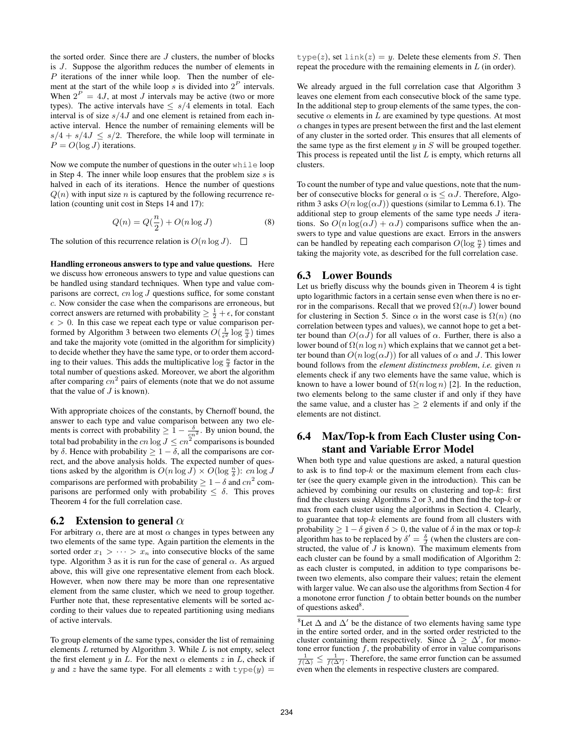the sorted order. Since there are $J$ clusters, the number of blocks is $J$. Suppose the algorithm reduces the number of elements in $P$ iterations of the inner while loop. Then the number of element at the start of the while loop $s$ is divided into $2^P$ intervals. When $2^P = 4J$, at most $J$ intervals may be active (two or more types). The active intervals have $\leq s/4$ elements in total. Each interval is of size $s/4J$ and one element is retained from each inactive interval. Hence the number of remaining elements will be $s/4 + s/4J \leq s/2$. Therefore, the while loop will terminate in $P = O(\log J)$ iterations.

Now we compute the number of questions in the outer `while` loop in Step 4. The inner while loop ensures that the problem size $s$ is halved in each of its iterations. Hence the number of questions $Q(n)$ with input size $n$ is captured by the following recurrence relation (counting unit cost in Steps 14 and 17):

$$Q(n) = Q(\frac{n}{2}) + O(n \log J) \tag{8}$$

The solution of this recurrence relation is $O(n \log J)$. $\square$

**Handling erroneous answers to type and value questions.** Here we discuss how erroneous answers to type and value questions can be handled using standard techniques. When type and value comparisons are correct, $cn \log J$ questions suffice, for some constant $c$. Now consider the case when the comparisons are erroneous, but correct answers are returned with probability $\geq \frac{1}{2} + \epsilon$, for constant $\epsilon > 0$. In this case we repeat each type or value comparison performed by Algorithm 3 between two elements $O(\frac{1}{\epsilon^2} \log \frac{n}{\delta})$ times and take the majority vote (omitted in the algorithm for simplicity) to decide whether they have the same type, or to order them according to their values. This adds the multiplicative $\log \frac{n}{\delta}$ factor in the total number of questions asked. Moreover, we abort the algorithm after comparing $cn^2$ pairs of elements (note that we do not assume that the value of $J$ is known).

With appropriate choices of the constants, by Chernoff bound, the answer to each type and value comparison between any two elements is correct with probability $\geq 1 - \frac{\delta}{cn^2}$. By union bound, the total bad probability in the $cn \log J \leq cn^2$ comparisons is bounded by $\delta$. Hence with probability $\geq 1 - \delta$, all the comparisons are correct, and the above analysis holds. The expected number of questions asked by the algorithm is $O(n \log J) \times O(\log \frac{n}{\delta})$: $cn \log J$ comparisons are performed with probability $\geq 1 - \delta$ and $cn^2$ comparisons are performed only with probability $\leq \delta$. This proves Theorem 4 for the full correlation case.

## 6.2 Extension to general $\alpha$

For arbitrary $\alpha$, there are at most $\alpha$ changes in types between any two elements of the same type. Again partition the elements in the sorted order $x_1 > \cdots > x_n$ into consecutive blocks of the same type. Algorithm 3 as it is run for the case of general $\alpha$. As argued above, this will give one representative element from each block. However, when now there may be more than one representative element from the same cluster, which we need to group together. Further note that, these representative elements will be sorted according to their values due to repeated partitioning using medians of active intervals.

To group elements of the same types, consider the list of remaining elements $L$ returned by Algorithm 3. While $L$ is not empty, select the first element $y$ in $L$. For the next $\alpha$ elements $z$ in $L$, check if $y$ and $z$ have the same type. For all elements $z$ with `type`$(y) =$ `type`$(z)$, set `link`$(z) = y$. Delete these elements from $S$. Then repeat the procedure with the remaining elements in $L$ (in order).

We already argued in the full correlation case that Algorithm 3 leaves one element from each consecutive block of the same type. In the additional step to group elements of the same types, the consecutive $\alpha$ elements in $L$ are examined by type questions. At most $\alpha$ changes in types are present between the first and the last element of any cluster in the sorted order. This ensures that all elements of the same type as the first element $y$ in $S$ will be grouped together. This process is repeated until the list $L$ is empty, which returns all clusters.

To count the number of type and value questions, note that the number of consecutive blocks for general $\alpha$ is $\leq \alpha J$. Therefore, Algorithm 3 asks $O(n \log(\alpha J))$ questions (similar to Lemma 6.1). The additional step to group elements of the same type needs $J$ iterations. So $O(n \log(\alpha J) + \alpha J)$ comparisons suffice when the answers to type and value questions are exact. Errors in the answers can be handled by repeating each comparison $O(\log \frac{n}{\delta})$ times and taking the majority vote, as described for the full correlation case.

## 6.3 Lower Bounds

Let us briefly discuss why the bounds given in Theorem 4 is tight upto logarithmic factors in a certain sense even when there is no error in the comparisons. Recall that we proved $\Omega(nJ)$ lower bound for clustering in Section 5. Since $\alpha$ in the worst case is $\Omega(n)$ (no correlation between types and values), we cannot hope to get a better bound than $O(\alpha J)$ for all values of $\alpha$. Further, there is also a lower bound of $\Omega(n \log n)$ which explains that we cannot get a better bound than $O(n \log(\alpha J))$ for all values of $\alpha$ and $J$. This lower bound follows from the *element distinctness problem*, *i.e.* given $n$ elements check if any two elements have the same value, which is known to have a lower bound of $\Omega(n \log n)$ [2]. In the reduction, two elements belong to the same cluster if and only if they have the same value, and a cluster has $\geq 2$ elements if and only if the elements are not distinct.

## 6.4 Max/Top-k from Each Cluster using Constant and Variable Error Model

When both type and value questions are asked, a natural question to ask is to find top-$k$ or the maximum element from each cluster (see the query example given in the introduction). This can be achieved by combining our results on clustering and top-$k$: first find the clusters using Algorithms 2 or 3, and then find the top-$k$ or max from each cluster using the algorithms in Section 4. Clearly, to guarantee that top-$k$ elements are found from all clusters with probability $\geq 1 - \delta$ given $\delta > 0$, the value of $\delta$ in the max or top-$k$ algorithm has to be replaced by $\delta' = \frac{\delta}{J}$ (when the clusters are constructed, the value of $J$ is known). The maximum elements from each cluster can be found by a small modification of Algorithm 2: as each cluster is computed, in addition to type comparisons between two elements, also compare their values; retain the element with larger value. We can also use the algorithms from Section 4 for a monotone error function $f$ to obtain better bounds on the number of questions asked[8].

[8]Let $\Delta$ and $\Delta'$ be the distance of two elements having same type in the entire sorted order, and in the sorted order restricted to the cluster containing them respectively. Since $\Delta \geq \Delta'$, for monotone error function $f$, the probability of error in value comparisons $\frac{1}{f(\Delta)} \leq \frac{1}{f(\Delta')}$. Therefore, the same error function can be assumed even when the elements in respective clusters are compared.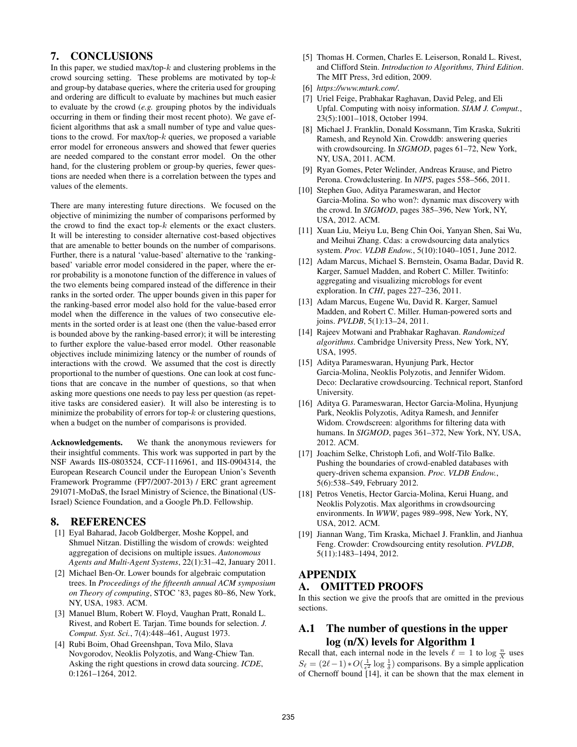## 7. CONCLUSIONS

In this paper, we studied max/top-$k$ and clustering problems in the crowd sourcing setting. These problems are motivated by top-$k$ and group-by database queries, where the criteria used for grouping and ordering are difficult to evaluate by machines but much easier to evaluate by the crowd (*e.g.* grouping photos by the individuals occurring in them or finding their most recent photo). We gave efficient algorithms that ask a small number of type and value questions to the crowd. For max/top-$k$ queries, we proposed a variable error model for erroneous answers and showed that fewer queries are needed compared to the constant error model. On the other hand, for the clustering problem or group-by queries, fewer questions are needed when there is a correlation between the types and values of the elements.

There are many interesting future directions. We focused on the objective of minimizing the number of comparisons performed by the crowd to find the exact top-$k$ elements or the exact clusters. It will be interesting to consider alternative cost-based objectives that are amenable to better bounds on the number of comparisons. Further, there is a natural 'value-based' alternative to the 'ranking-based' variable error model considered in the paper, where the error probability is a monotone function of the difference in values of the two elements being compared instead of the difference in their ranks in the sorted order. The upper bounds given in this paper for the ranking-based error model also hold for the value-based error model when the difference in the values of two consecutive elements in the sorted order is at least one (then the value-based error is bounded above by the ranking-based error); it will be interesting to further explore the value-based error model. Other reasonable objectives include minimizing latency or the number of rounds of interactions with the crowd. We assumed that the cost is directly proportional to the number of questions. One can look at cost functions that are concave in the number of questions, so that when asking more questions one needs to pay less per question (as repetitive tasks are considered easier). It will also be interesting is to minimize the probability of errors for top-$k$ or clustering questions, when a budget on the number of comparisons is provided.

**Acknowledgements.** We thank the anonymous reviewers for their insightful comments. This work was supported in part by the NSF Awards IIS-0803524, CCF-1116961, and IIS-0904314, the European Research Council under the European Union's Seventh Framework Programme (FP7/2007-2013) / ERC grant agreement 291071-MoDaS, the Israel Ministry of Science, the Binational (US-Israel) Science Foundation, and a Google Ph.D. Fellowship.

## 8. REFERENCES

[1] Eyal Baharad, Jacob Goldberger, Moshe Koppel, and Shmuel Nitzan. Distilling the wisdom of crowds: weighted aggregation of decisions on multiple issues. *Autonomous Agents and Multi-Agent Systems*, 22(1):31–42, January 2011.

[2] Michael Ben-Or. Lower bounds for algebraic computation trees. In *Proceedings of the fifteenth annual ACM symposium on Theory of computing*, STOC '83, pages 80–86, New York, NY, USA, 1983. ACM.

[3] Manuel Blum, Robert W. Floyd, Vaughan Pratt, Ronald L. Rivest, and Robert E. Tarjan. Time bounds for selection. *J. Comput. Syst. Sci.*, 7(4):448–461, August 1973.

[4] Rubi Boim, Ohad Greenshpan, Tova Milo, Slava Novgorodov, Neoklis Polyzotis, and Wang-Chiew Tan. Asking the right questions in crowd data sourcing. *ICDE*, 0:1261–1264, 2012.

[5] Thomas H. Cormen, Charles E. Leiserson, Ronald L. Rivest, and Clifford Stein. *Introduction to Algorithms, Third Edition*. The MIT Press, 3rd edition, 2009.

[6] *https://www.mturk.com/*.

[7] Uriel Feige, Prabhakar Raghavan, David Peleg, and Eli Upfal. Computing with noisy information. *SIAM J. Comput.*, 23(5):1001–1018, October 1994.

[8] Michael J. Franklin, Donald Kossmann, Tim Kraska, Sukriti Ramesh, and Reynold Xin. Crowddb: answering queries with crowdsourcing. In *SIGMOD*, pages 61–72, New York, NY, USA, 2011. ACM.

[9] Ryan Gomes, Peter Welinder, Andreas Krause, and Pietro Perona. Crowdclustering. In *NIPS*, pages 558–566, 2011.

[10] Stephen Guo, Aditya Parameswaran, and Hector Garcia-Molina. So who won?: dynamic max discovery with the crowd. In *SIGMOD*, pages 385–396, New York, NY, USA, 2012. ACM.

[11] Xuan Liu, Meiyu Lu, Beng Chin Ooi, Yanyan Shen, Sai Wu, and Meihui Zhang. Cdas: a crowdsourcing data analytics system. *Proc. VLDB Endow.*, 5(10):1040–1051, June 2012.

[12] Adam Marcus, Michael S. Bernstein, Osama Badar, David R. Karger, Samuel Madden, and Robert C. Miller. Twitinfo: aggregating and visualizing microblogs for event exploration. In *CHI*, pages 227–236, 2011.

[13] Adam Marcus, Eugene Wu, David R. Karger, Samuel Madden, and Robert C. Miller. Human-powered sorts and joins. *PVLDB*, 5(1):13–24, 2011.

[14] Rajeev Motwani and Prabhakar Raghavan. *Randomized algorithms*. Cambridge University Press, New York, NY, USA, 1995.

[15] Aditya Parameswaran, Hyunjung Park, Hector Garcia-Molina, Neoklis Polyzotis, and Jennifer Widom. Deco: Declarative crowdsourcing. Technical report, Stanford University.

[16] Aditya G. Parameswaran, Hector Garcia-Molina, Hyunjung Park, Neoklis Polyzotis, Aditya Ramesh, and Jennifer Widom. Crowdscreen: algorithms for filtering data with humans. In *SIGMOD*, pages 361–372, New York, NY, USA, 2012. ACM.

[17] Joachim Selke, Christoph Lofi, and Wolf-Tilo Balke. Pushing the boundaries of crowd-enabled databases with query-driven schema expansion. *Proc. VLDB Endow.*, 5(6):538–549, February 2012.

[18] Petros Venetis, Hector Garcia-Molina, Kerui Huang, and Neoklis Polyzotis. Max algorithms in crowdsourcing environments. In *WWW*, pages 989–998, New York, NY, USA, 2012. ACM.

[19] Jiannan Wang, Tim Kraska, Michael J. Franklin, and Jianhua Feng. Crowder: Crowdsourcing entity resolution. *PVLDB*, 5(11):1483–1494, 2012.

# APPENDIX

## A. OMITTED PROOFS

In this section we give the proofs that are omitted in the previous sections.

### A.1 The number of questions in the upper log (n/X) levels for Algorithm 1

Recall that, each internal node in the levels $\ell = 1$ to $\log \frac{n}{X}$ uses $S_\ell = (2\ell - 1) * O(\frac{1}{\epsilon^2} \log \frac{1}{\delta})$ comparisons. By a simple application of Chernoff bound [14], it can be shown that the max element in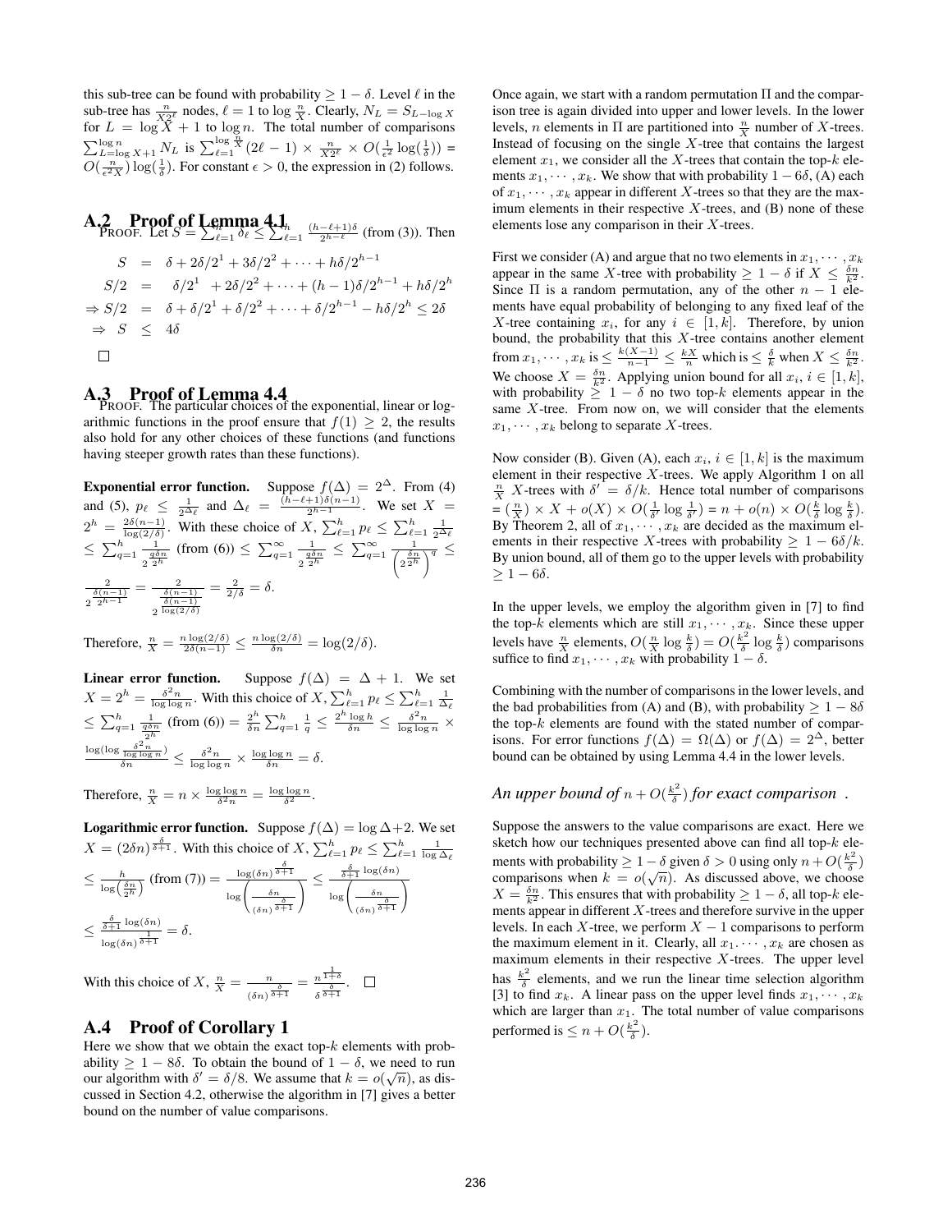this sub-tree can be found with probability $\geq 1-\delta$. Level $\ell$ in the sub-tree has $\frac{n}{X2^\ell}$ nodes, $\ell = 1$ to $\log\frac{n}{X}$. Clearly, $N_L = S_{L-\log X}$ for $L = \log X + 1$ to $\log n$. The total number of comparisons $\sum_{L=\log X+1}^{\log n} N_L$ is $\sum_{\ell=1}^{\log\frac{n}{X}}(2\ell - 1) \times \frac{n}{X2^\ell} \times O(\frac{1}{\epsilon^2}\log(\frac{1}{\delta}))$ = $O(\frac{n}{\epsilon^2 X})\log(\frac{1}{\delta})$. For constant $\epsilon > 0$, the expression in (2) follows.

## A.2 Proof of Lemma 4.1

PROOF. Let $S = \sum_{\ell=1}^{h}\delta_\ell \leq \sum_{\ell=1}^{h}\frac{(h-\ell+1)\delta}{2^{h-\ell}}$ (from (3)). Then

$$
\begin{aligned}
S &= \delta + 2\delta/2^1 + 3\delta/2^2 + \cdots + h\delta/2^{h-1}\\
S/2 &= \quad \delta/2^1 + 2\delta/2^2 + \cdots + (h-1)\delta/2^{h-1} + h\delta/2^h\\
\Rightarrow S/2 &= \delta + \delta/2^1 + \delta/2^2 + \cdots + \delta/2^{h-1} - h\delta/2^h \leq 2\delta\\
\Rightarrow S &\leq 4\delta
\end{aligned}
$$

□

## A.3 Proof of Lemma 4.4

PROOF. The particular choices of the exponential, linear or logarithmic functions in the proof ensure that $f(1) \geq 2$, the results also hold for any other choices of these functions (and functions having steeper growth rates than these functions).

**Exponential error function.** Suppose $f(\Delta) = 2^\Delta$. From (4) and (5), $p_\ell \leq \frac{1}{2^{\Delta_\ell}}$ and $\Delta_\ell = \frac{(h-\ell+1)\delta(n-1)}{2^{h-1}}$. We set $X = 2^h = \frac{2\delta(n-1)}{\log(2/\delta)}$. With these choice of $X$, $\sum_{\ell=1}^{h} p_\ell \leq \sum_{\ell=1}^{h}\frac{1}{2^{\Delta_\ell}}$ $\leq \sum_{q=1}^{h}\frac{1}{2^{\frac{q\delta n}{2^h}}}$ (from (6)) $\leq \sum_{q=1}^{\infty}\frac{1}{2^{\frac{q\delta n}{2^h}}} \leq \sum_{q=1}^{\infty}\frac{1}{\left(2^{\frac{\delta n}{2^h}}\right)^q} \leq$ $\frac{2}{2^{\frac{\delta(n-1)}{2^{h-1}}}} = \frac{2}{2^{\frac{\delta(n-1)}{\frac{\delta(n-1)}{\log(2/\delta)}}}} = \frac{2}{2/\delta} = \delta$.

Therefore, $\frac{n}{X} = \frac{n\log(2/\delta)}{2\delta(n-1)} \leq \frac{n\log(2/\delta)}{\delta n} = \log(2/\delta)$.

**Linear error function.** Suppose $f(\Delta) = \Delta + 1$. We set $X = 2^h = \frac{\delta^2 n}{\log\log n}$. With this choice of $X$, $\sum_{\ell=1}^{h} p_\ell \leq \sum_{\ell=1}^{h}\frac{1}{\Delta_\ell}$ $\leq \sum_{q=1}^{h}\frac{1}{\frac{q\delta n}{2^h}}$ (from (6)) $= \frac{2^h}{\delta n}\sum_{q=1}^{h}\frac{1}{q} \leq \frac{2^h\log h}{\delta n} \leq \frac{\delta^2 n}{\log\log n} \times \frac{\log(\log\frac{\delta^2 n}{\log\log n})}{\delta n} \leq \frac{\delta^2 n}{\log\log n} \times \frac{\log\log n}{\delta n} = \delta$.

Therefore, $\frac{n}{X} = n \times \frac{\log\log n}{\delta^2 n} = \frac{\log\log n}{\delta^2}$.

**Logarithmic error function.** Suppose $f(\Delta) = \log\Delta + 2$. We set $X = (2\delta n)^{\frac{\delta}{\delta+1}}$. With this choice of $X$, $\sum_{\ell=1}^{h} p_\ell \leq \sum_{\ell=1}^{h}\frac{1}{\log\Delta_\ell}$ $\leq \frac{h}{\log\left(\frac{\delta n}{2^h}\right)}$ (from (7)) $= \frac{\log(\delta n)^{\frac{\delta}{\delta+1}}}{\log\left(\frac{\delta n}{(\delta n)^{\frac{\delta}{\delta+1}}}\right)} \leq \frac{\frac{\delta}{\delta+1}\log(\delta n)}{\log\left(\frac{\delta n}{(\delta n)^{\frac{\delta}{\delta+1}}}\right)}$ $\leq \frac{\frac{\delta}{\delta+1}\log(\delta n)}{\log(\delta n)^{\frac{1}{\delta+1}}} = \delta$.

With this choice of $X$, $\frac{n}{X} = \frac{n}{(\delta n)^{\frac{\delta}{\delta+1}}} = \frac{n^{\frac{1}{1+\delta}}}{\delta^{\frac{\delta}{\delta+1}}}$. □

## A.4 Proof of Corollary 1

Here we show that we obtain the exact top-$k$ elements with probability $\geq 1 - 8\delta$. To obtain the bound of $1-\delta$, we need to run our algorithm with $\delta' = \delta/8$. We assume that $k = o(\sqrt{n})$, as discussed in Section 4.2, otherwise the algorithm in [7] gives a better bound on the number of value comparisons.

Once again, we start with a random permutation $\Pi$ and the comparison tree is again divided into upper and lower levels. In the lower levels, $n$ elements in $\Pi$ are partitioned into $\frac{n}{X}$ number of $X$-trees. Instead of focusing on the single $X$-tree that contains the largest element $x_1$, we consider all the $X$-trees that contain the top-$k$ elements $x_1, \cdots, x_k$. We show that with probability $1 - 6\delta$, (A) each of $x_1, \cdots, x_k$ appear in different $X$-trees so that they are the maximum elements in their respective $X$-trees, and (B) none of these elements lose any comparison in their $X$-trees.

First we consider (A) and argue that no two elements in $x_1, \cdots, x_k$ appear in the same $X$-tree with probability $\geq 1 - \delta$ if $X \leq \frac{\delta n}{k^2}$. Since $\Pi$ is a random permutation, any of the other $n-1$ elements have equal probability of belonging to any fixed leaf of the $X$-tree containing $x_i$, for any $i \in [1, k]$. Therefore, by union bound, the probability that this $X$-tree contains another element from $x_1, \cdots, x_k$ is $\leq \frac{k(X-1)}{n-1} \leq \frac{kX}{n}$ which is $\leq \frac{\delta}{k}$ when $X \leq \frac{\delta n}{k^2}$. We choose $X = \frac{\delta n}{k^2}$. Applying union bound for all $x_i$, $i \in [1, k]$, with probability $\geq 1 - \delta$ no two top-$k$ elements appear in the same $X$-tree. From now on, we will consider that the elements $x_1, \cdots, x_k$ belong to separate $X$-trees.

Now consider (B). Given (A), each $x_i$, $i \in [1, k]$ is the maximum element in their respective $X$-trees. We apply Algorithm 1 on all $\frac{n}{X}$ $X$-trees with $\delta' = \delta/k$. Hence total number of comparisons = $(\frac{n}{X}) \times X + o(X) \times O(\frac{1}{\delta'}\log\frac{1}{\delta'})$ = $n + o(n) \times O(\frac{k}{\delta}\log\frac{k}{\delta})$. By Theorem 2, all of $x_1, \cdots, x_k$ are decided as the maximum elements in their respective $X$-trees with probability $\geq 1 - 6\delta/k$. By union bound, all of them go to the upper levels with probability $\geq 1 - 6\delta$.

In the upper levels, we employ the algorithm given in [7] to find the top-$k$ elements which are still $x_1, \cdots, x_k$. Since these upper levels have $\frac{n}{X}$ elements, $O(\frac{n}{X}\log\frac{k}{\delta}) = O(\frac{k^2}{\delta}\log\frac{k}{\delta})$ comparisons suffice to find $x_1, \cdots, x_k$ with probability $1 - \delta$.

Combining with the number of comparisons in the lower levels, and the bad probabilities from (A) and (B), with probability $\geq 1 - 8\delta$ the top-$k$ elements are found with the stated number of comparisons. For error functions $f(\Delta) = \Omega(\Delta)$ or $f(\Delta) = 2^\Delta$, better bound can be obtained by using Lemma 4.4 in the lower levels.

### *An upper bound of $n + O(\frac{k^2}{\delta})$ for exact comparison .*

Suppose the answers to the value comparisons are exact. Here we sketch how our techniques presented above can find all top-$k$ elements with probability $\geq 1 - \delta$ given $\delta > 0$ using only $n + O(\frac{k^2}{\delta})$ comparisons when $k = o(\sqrt{n})$. As discussed above, we choose $X = \frac{\delta n}{k^2}$. This ensures that with probability $\geq 1 - \delta$, all top-$k$ elements appear in different $X$-trees and therefore survive in the upper levels. In each $X$-tree, we perform $X - 1$ comparisons to perform the maximum element in it. Clearly, all $x_1, \cdots, x_k$ are chosen as maximum elements in their respective $X$-trees. The upper level has $\frac{k^2}{\delta}$ elements, and we run the linear time selection algorithm [3] to find $x_k$. A linear pass on the upper level finds $x_1, \cdots, x_k$ which are larger than $x_1$. The total number of value comparisons performed is $\leq n + O(\frac{k^2}{\delta})$.